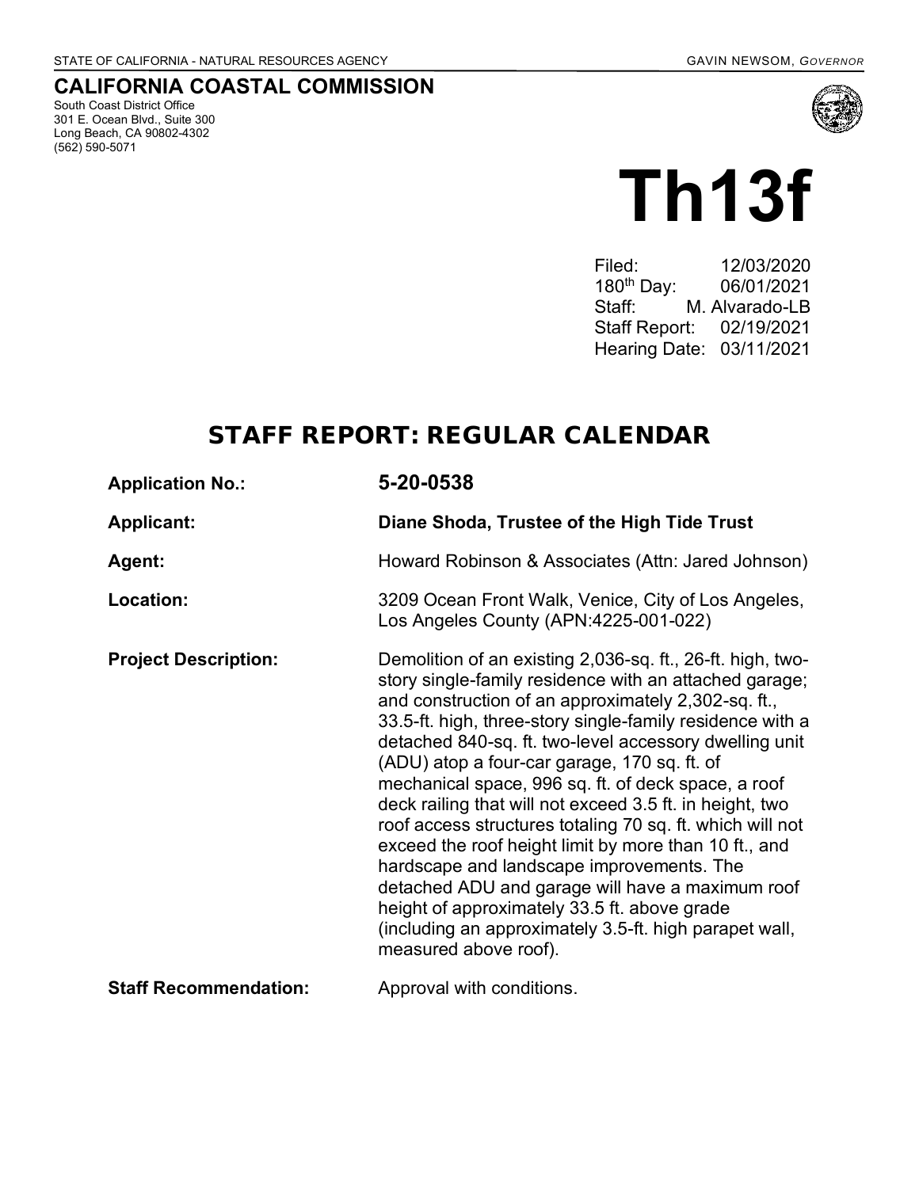STATE OF CALIFORNIA - NATURAL RESOURCES AGENCY

GAVIN NEWSOM, *GOVERNOR*

## CALIFORNIA COASTAL COMMISSION

South Coast District Office
301 E. Ocean Blvd., Suite 300
Long Beach, CA 90802-4302
(562) 590-5071

# Th13f

Filed: 12/03/2020
180th Day: 06/01/2021
Staff: M. Alvarado-LB
Staff Report: 02/19/2021
Hearing Date: 03/11/2021

# STAFF REPORT: REGULAR CALENDAR

**Application No.:** **5-20-0538**

**Applicant:** **Diane Shoda, Trustee of the High Tide Trust**

**Agent:** Howard Robinson & Associates (Attn: Jared Johnson)

**Location:** 3209 Ocean Front Walk, Venice, City of Los Angeles, Los Angeles County (APN:4225-001-022)

**Project Description:** Demolition of an existing 2,036-sq. ft., 26-ft. high, two-story single-family residence with an attached garage; and construction of an approximately 2,302-sq. ft., 33.5-ft. high, three-story single-family residence with a detached 840-sq. ft. two-level accessory dwelling unit (ADU) atop a four-car garage, 170 sq. ft. of mechanical space, 996 sq. ft. of deck space, a roof deck railing that will not exceed 3.5 ft. in height, two roof access structures totaling 70 sq. ft. which will not exceed the roof height limit by more than 10 ft., and hardscape and landscape improvements. The detached ADU and garage will have a maximum roof height of approximately 33.5 ft. above grade (including an approximately 3.5-ft. high parapet wall, measured above roof).

**Staff Recommendation:** Approval with conditions.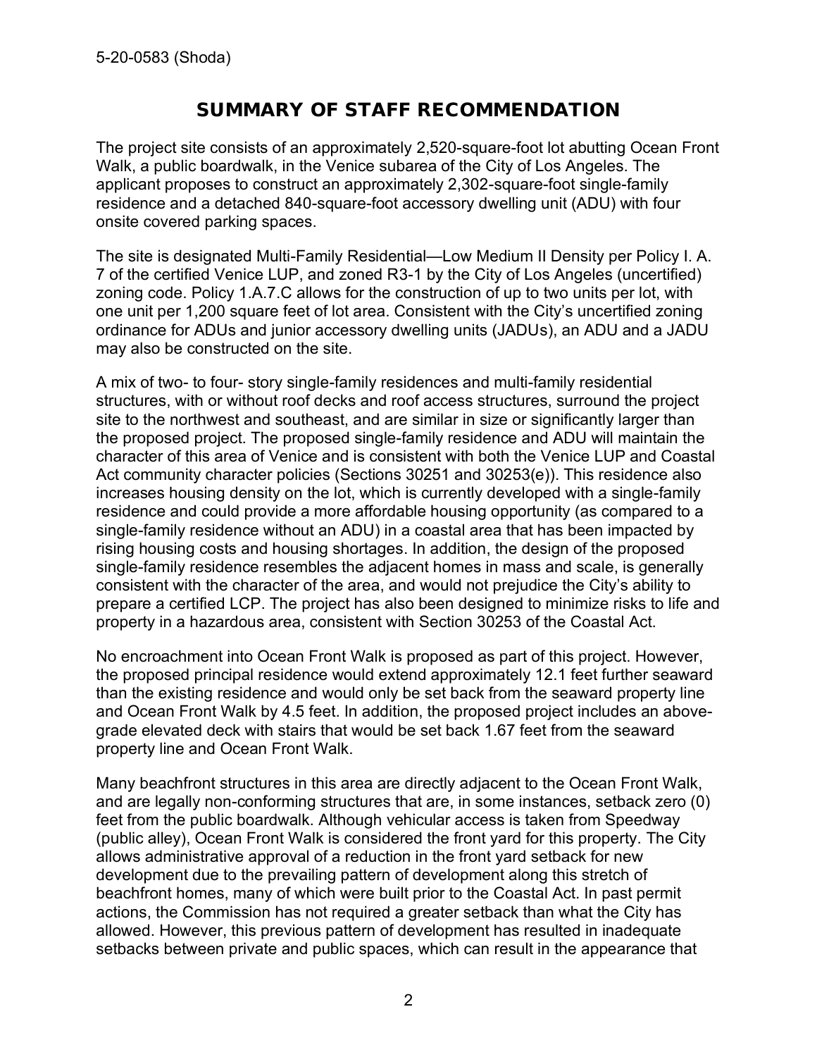# SUMMARY OF STAFF RECOMMENDATION

The project site consists of an approximately 2,520-square-foot lot abutting Ocean Front Walk, a public boardwalk, in the Venice subarea of the City of Los Angeles. The applicant proposes to construct an approximately 2,302-square-foot single-family residence and a detached 840-square-foot accessory dwelling unit (ADU) with four onsite covered parking spaces.

The site is designated Multi-Family Residential—Low Medium II Density per Policy I. A. 7 of the certified Venice LUP, and zoned R3-1 by the City of Los Angeles (uncertified) zoning code. Policy 1.A.7.C allows for the construction of up to two units per lot, with one unit per 1,200 square feet of lot area. Consistent with the City's uncertified zoning ordinance for ADUs and junior accessory dwelling units (JADUs), an ADU and a JADU may also be constructed on the site.

A mix of two- to four- story single-family residences and multi-family residential structures, with or without roof decks and roof access structures, surround the project site to the northwest and southeast, and are similar in size or significantly larger than the proposed project. The proposed single-family residence and ADU will maintain the character of this area of Venice and is consistent with both the Venice LUP and Coastal Act community character policies (Sections 30251 and 30253(e)). This residence also increases housing density on the lot, which is currently developed with a single-family residence and could provide a more affordable housing opportunity (as compared to a single-family residence without an ADU) in a coastal area that has been impacted by rising housing costs and housing shortages. In addition, the design of the proposed single-family residence resembles the adjacent homes in mass and scale, is generally consistent with the character of the area, and would not prejudice the City's ability to prepare a certified LCP. The project has also been designed to minimize risks to life and property in a hazardous area, consistent with Section 30253 of the Coastal Act.

No encroachment into Ocean Front Walk is proposed as part of this project. However, the proposed principal residence would extend approximately 12.1 feet further seaward than the existing residence and would only be set back from the seaward property line and Ocean Front Walk by 4.5 feet. In addition, the proposed project includes an above-grade elevated deck with stairs that would be set back 1.67 feet from the seaward property line and Ocean Front Walk.

Many beachfront structures in this area are directly adjacent to the Ocean Front Walk, and are legally non-conforming structures that are, in some instances, setback zero (0) feet from the public boardwalk. Although vehicular access is taken from Speedway (public alley), Ocean Front Walk is considered the front yard for this property. The City allows administrative approval of a reduction in the front yard setback for new development due to the prevailing pattern of development along this stretch of beachfront homes, many of which were built prior to the Coastal Act. In past permit actions, the Commission has not required a greater setback than what the City has allowed. However, this previous pattern of development has resulted in inadequate setbacks between private and public spaces, which can result in the appearance that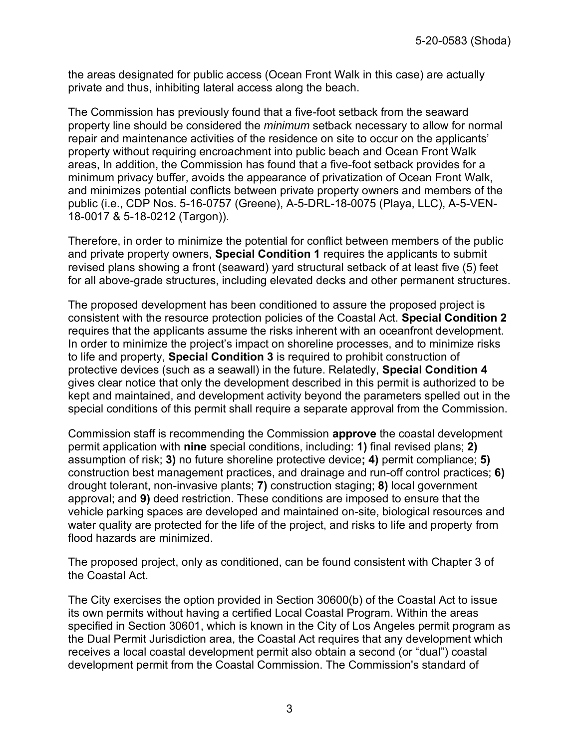the areas designated for public access (Ocean Front Walk in this case) are actually private and thus, inhibiting lateral access along the beach.

The Commission has previously found that a five-foot setback from the seaward property line should be considered the *minimum* setback necessary to allow for normal repair and maintenance activities of the residence on site to occur on the applicants' property without requiring encroachment into public beach and Ocean Front Walk areas, In addition, the Commission has found that a five-foot setback provides for a minimum privacy buffer, avoids the appearance of privatization of Ocean Front Walk, and minimizes potential conflicts between private property owners and members of the public (i.e., CDP Nos. 5-16-0757 (Greene), A-5-DRL-18-0075 (Playa, LLC), A-5-VEN-18-0017 & 5-18-0212 (Targon)).

Therefore, in order to minimize the potential for conflict between members of the public and private property owners, **Special Condition 1** requires the applicants to submit revised plans showing a front (seaward) yard structural setback of at least five (5) feet for all above-grade structures, including elevated decks and other permanent structures.

The proposed development has been conditioned to assure the proposed project is consistent with the resource protection policies of the Coastal Act. **Special Condition 2** requires that the applicants assume the risks inherent with an oceanfront development. In order to minimize the project's impact on shoreline processes, and to minimize risks to life and property, **Special Condition 3** is required to prohibit construction of protective devices (such as a seawall) in the future. Relatedly, **Special Condition 4** gives clear notice that only the development described in this permit is authorized to be kept and maintained, and development activity beyond the parameters spelled out in the special conditions of this permit shall require a separate approval from the Commission.

Commission staff is recommending the Commission **approve** the coastal development permit application with **nine** special conditions, including: **1)** final revised plans; **2)** assumption of risk; **3)** no future shoreline protective device**; 4)** permit compliance; **5)** construction best management practices, and drainage and run-off control practices; **6)** drought tolerant, non-invasive plants; **7)** construction staging; **8)** local government approval; and **9)** deed restriction. These conditions are imposed to ensure that the vehicle parking spaces are developed and maintained on-site, biological resources and water quality are protected for the life of the project, and risks to life and property from flood hazards are minimized.

The proposed project, only as conditioned, can be found consistent with Chapter 3 of the Coastal Act.

The City exercises the option provided in Section 30600(b) of the Coastal Act to issue its own permits without having a certified Local Coastal Program. Within the areas specified in Section 30601, which is known in the City of Los Angeles permit program as the Dual Permit Jurisdiction area, the Coastal Act requires that any development which receives a local coastal development permit also obtain a second (or "dual") coastal development permit from the Coastal Commission. The Commission's standard of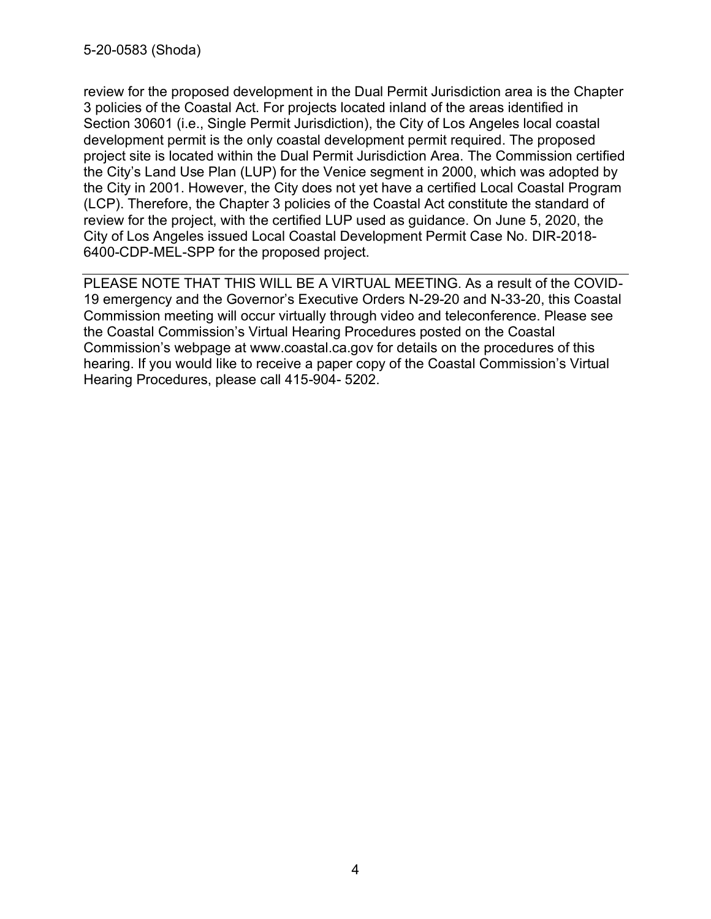review for the proposed development in the Dual Permit Jurisdiction area is the Chapter 3 policies of the Coastal Act. For projects located inland of the areas identified in Section 30601 (i.e., Single Permit Jurisdiction), the City of Los Angeles local coastal development permit is the only coastal development permit required. The proposed project site is located within the Dual Permit Jurisdiction Area. The Commission certified the City's Land Use Plan (LUP) for the Venice segment in 2000, which was adopted by the City in 2001. However, the City does not yet have a certified Local Coastal Program (LCP). Therefore, the Chapter 3 policies of the Coastal Act constitute the standard of review for the project, with the certified LUP used as guidance. On June 5, 2020, the City of Los Angeles issued Local Coastal Development Permit Case No. DIR-2018-6400-CDP-MEL-SPP for the proposed project.

---

PLEASE NOTE THAT THIS WILL BE A VIRTUAL MEETING. As a result of the COVID-19 emergency and the Governor's Executive Orders N-29-20 and N-33-20, this Coastal Commission meeting will occur virtually through video and teleconference. Please see the Coastal Commission's Virtual Hearing Procedures posted on the Coastal Commission's webpage at www.coastal.ca.gov for details on the procedures of this hearing. If you would like to receive a paper copy of the Coastal Commission's Virtual Hearing Procedures, please call 415-904- 5202.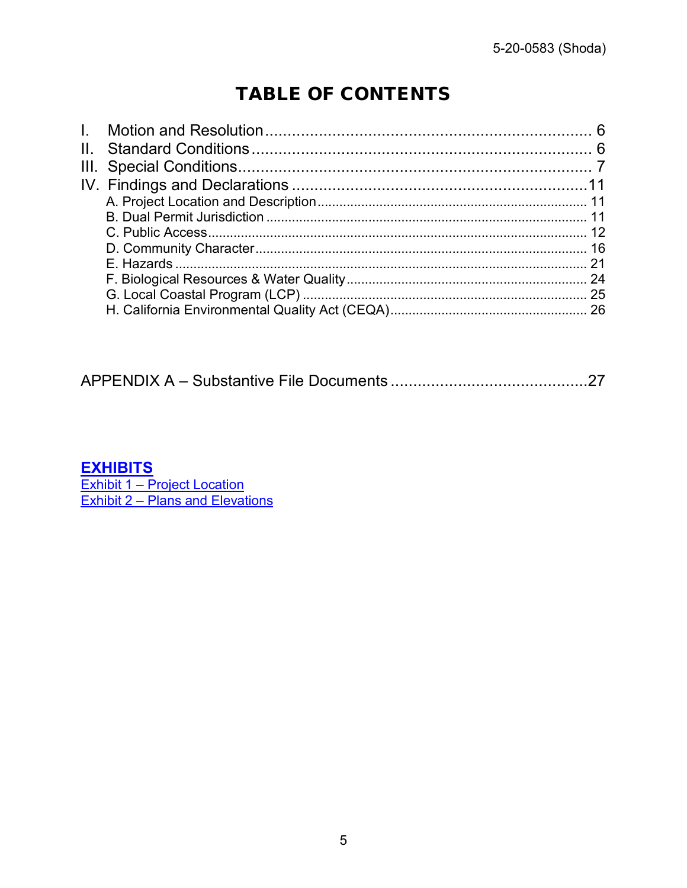# TABLE OF CONTENTS

I. Motion and Resolution ........................................................................ 6
II. Standard Conditions ........................................................................... 6
III. Special Conditions ............................................................................. 7
IV. Findings and Declarations .................................................................11
- A. Project Location and Description ......................................................... 11
- B. Dual Permit Jurisdiction ....................................................................... 11
- C. Public Access ...................................................................................... 12
- D. Community Character ......................................................................... 16
- E. Hazards ............................................................................................... 21
- F. Biological Resources & Water Quality .................................................. 24
- G. Local Coastal Program (LCP) .............................................................. 25
- H. California Environmental Quality Act (CEQA) ...................................... 26

APPENDIX A – Substantive File Documents ...........................................27

**EXHIBITS**

Exhibit 1 – Project Location
Exhibit 2 – Plans and Elevations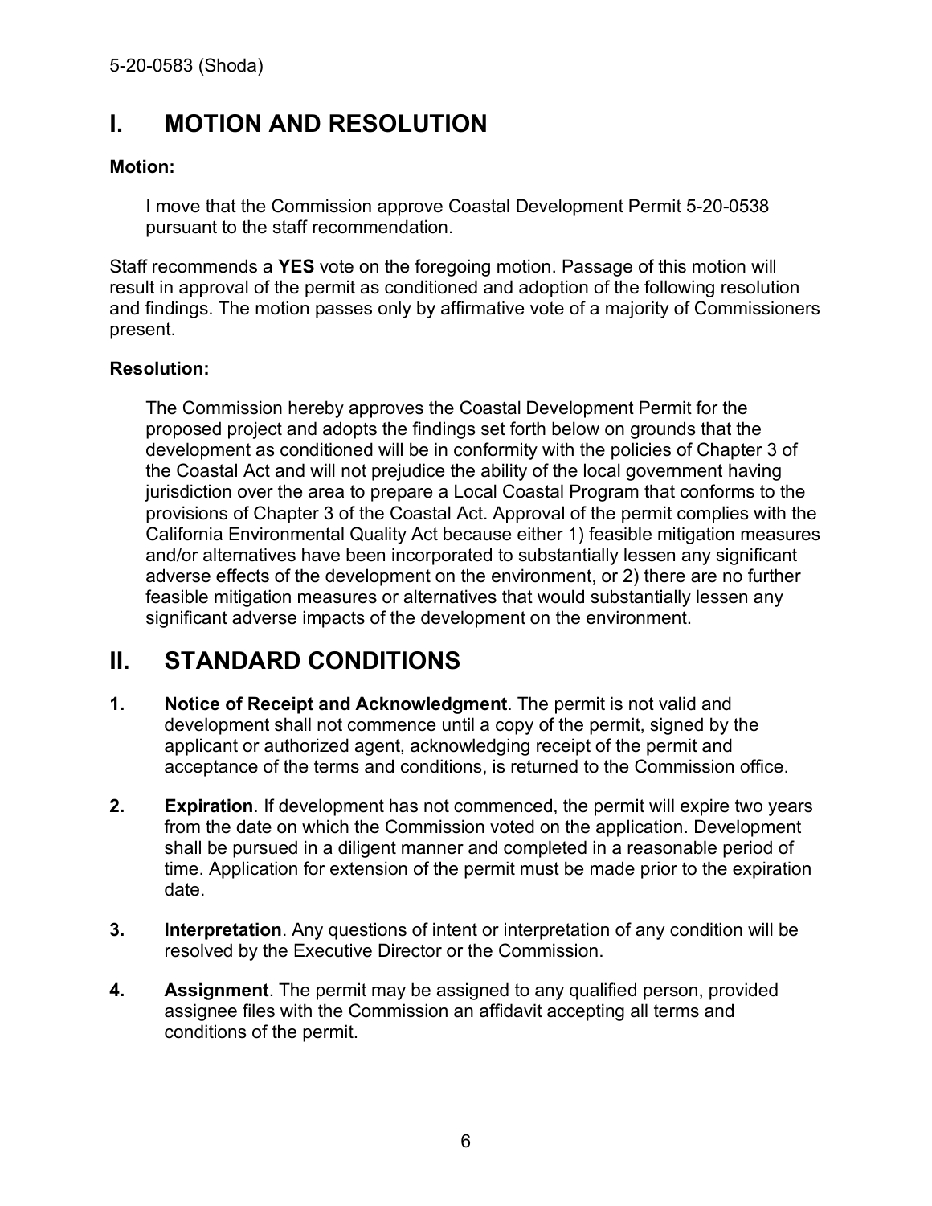# I. MOTION AND RESOLUTION

**Motion:**

> I move that the Commission approve Coastal Development Permit 5-20-0538 pursuant to the staff recommendation.

Staff recommends a **YES** vote on the foregoing motion. Passage of this motion will result in approval of the permit as conditioned and adoption of the following resolution and findings. The motion passes only by affirmative vote of a majority of Commissioners present.

**Resolution:**

> The Commission hereby approves the Coastal Development Permit for the proposed project and adopts the findings set forth below on grounds that the development as conditioned will be in conformity with the policies of Chapter 3 of the Coastal Act and will not prejudice the ability of the local government having jurisdiction over the area to prepare a Local Coastal Program that conforms to the provisions of Chapter 3 of the Coastal Act. Approval of the permit complies with the California Environmental Quality Act because either 1) feasible mitigation measures and/or alternatives have been incorporated to substantially lessen any significant adverse effects of the development on the environment, or 2) there are no further feasible mitigation measures or alternatives that would substantially lessen any significant adverse impacts of the development on the environment.

# II. STANDARD CONDITIONS

1. **Notice of Receipt and Acknowledgment**. The permit is not valid and development shall not commence until a copy of the permit, signed by the applicant or authorized agent, acknowledging receipt of the permit and acceptance of the terms and conditions, is returned to the Commission office.

2. **Expiration**. If development has not commenced, the permit will expire two years from the date on which the Commission voted on the application. Development shall be pursued in a diligent manner and completed in a reasonable period of time. Application for extension of the permit must be made prior to the expiration date.

3. **Interpretation**. Any questions of intent or interpretation of any condition will be resolved by the Executive Director or the Commission.

4. **Assignment**. The permit may be assigned to any qualified person, provided assignee files with the Commission an affidavit accepting all terms and conditions of the permit.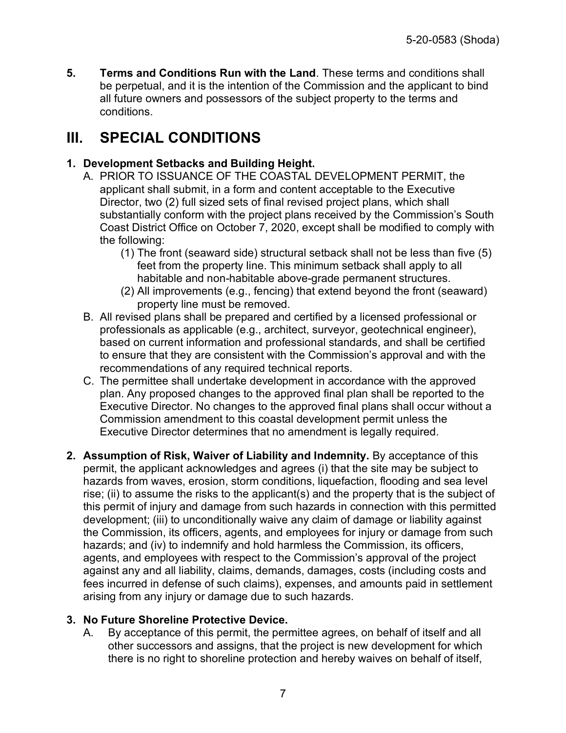**5. Terms and Conditions Run with the Land**. These terms and conditions shall be perpetual, and it is the intention of the Commission and the applicant to bind all future owners and possessors of the subject property to the terms and conditions.

# III. SPECIAL CONDITIONS

**1. Development Setbacks and Building Height.**

A. PRIOR TO ISSUANCE OF THE COASTAL DEVELOPMENT PERMIT, the applicant shall submit, in a form and content acceptable to the Executive Director, two (2) full sized sets of final revised project plans, which shall substantially conform with the project plans received by the Commission's South Coast District Office on October 7, 2020, except shall be modified to comply with the following:

(1) The front (seaward side) structural setback shall not be less than five (5) feet from the property line. This minimum setback shall apply to all habitable and non-habitable above-grade permanent structures.

(2) All improvements (e.g., fencing) that extend beyond the front (seaward) property line must be removed.

B. All revised plans shall be prepared and certified by a licensed professional or professionals as applicable (e.g., architect, surveyor, geotechnical engineer), based on current information and professional standards, and shall be certified to ensure that they are consistent with the Commission's approval and with the recommendations of any required technical reports.

C. The permittee shall undertake development in accordance with the approved plan. Any proposed changes to the approved final plan shall be reported to the Executive Director. No changes to the approved final plans shall occur without a Commission amendment to this coastal development permit unless the Executive Director determines that no amendment is legally required.

**2. Assumption of Risk, Waiver of Liability and Indemnity.** By acceptance of this permit, the applicant acknowledges and agrees (i) that the site may be subject to hazards from waves, erosion, storm conditions, liquefaction, flooding and sea level rise; (ii) to assume the risks to the applicant(s) and the property that is the subject of this permit of injury and damage from such hazards in connection with this permitted development; (iii) to unconditionally waive any claim of damage or liability against the Commission, its officers, agents, and employees for injury or damage from such hazards; and (iv) to indemnify and hold harmless the Commission, its officers, agents, and employees with respect to the Commission's approval of the project against any and all liability, claims, demands, damages, costs (including costs and fees incurred in defense of such claims), expenses, and amounts paid in settlement arising from any injury or damage due to such hazards.

**3. No Future Shoreline Protective Device.**

A. By acceptance of this permit, the permittee agrees, on behalf of itself and all other successors and assigns, that the project is new development for which there is no right to shoreline protection and hereby waives on behalf of itself,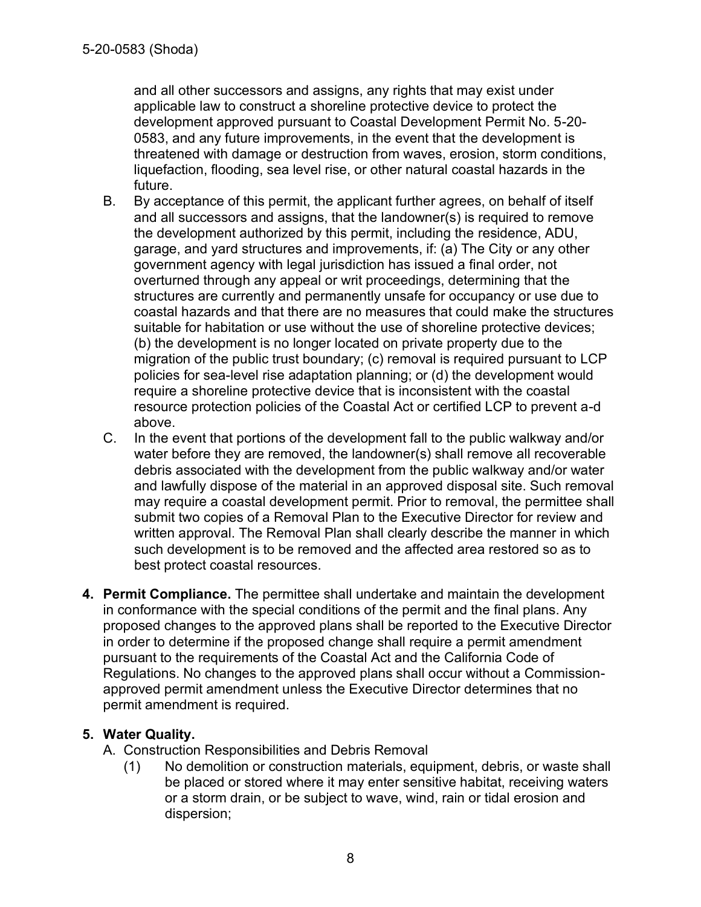and all other successors and assigns, any rights that may exist under applicable law to construct a shoreline protective device to protect the development approved pursuant to Coastal Development Permit No. 5-20-0583, and any future improvements, in the event that the development is threatened with damage or destruction from waves, erosion, storm conditions, liquefaction, flooding, sea level rise, or other natural coastal hazards in the future.

B. By acceptance of this permit, the applicant further agrees, on behalf of itself and all successors and assigns, that the landowner(s) is required to remove the development authorized by this permit, including the residence, ADU, garage, and yard structures and improvements, if: (a) The City or any other government agency with legal jurisdiction has issued a final order, not overturned through any appeal or writ proceedings, determining that the structures are currently and permanently unsafe for occupancy or use due to coastal hazards and that there are no measures that could make the structures suitable for habitation or use without the use of shoreline protective devices; (b) the development is no longer located on private property due to the migration of the public trust boundary; (c) removal is required pursuant to LCP policies for sea-level rise adaptation planning; or (d) the development would require a shoreline protective device that is inconsistent with the coastal resource protection policies of the Coastal Act or certified LCP to prevent a-d above.

C. In the event that portions of the development fall to the public walkway and/or water before they are removed, the landowner(s) shall remove all recoverable debris associated with the development from the public walkway and/or water and lawfully dispose of the material in an approved disposal site. Such removal may require a coastal development permit. Prior to removal, the permittee shall submit two copies of a Removal Plan to the Executive Director for review and written approval. The Removal Plan shall clearly describe the manner in which such development is to be removed and the affected area restored so as to best protect coastal resources.

**4. Permit Compliance.** The permittee shall undertake and maintain the development in conformance with the special conditions of the permit and the final plans. Any proposed changes to the approved plans shall be reported to the Executive Director in order to determine if the proposed change shall require a permit amendment pursuant to the requirements of the Coastal Act and the California Code of Regulations. No changes to the approved plans shall occur without a Commission-approved permit amendment unless the Executive Director determines that no permit amendment is required.

**5. Water Quality.**

A. Construction Responsibilities and Debris Removal

(1) No demolition or construction materials, equipment, debris, or waste shall be placed or stored where it may enter sensitive habitat, receiving waters or a storm drain, or be subject to wave, wind, rain or tidal erosion and dispersion;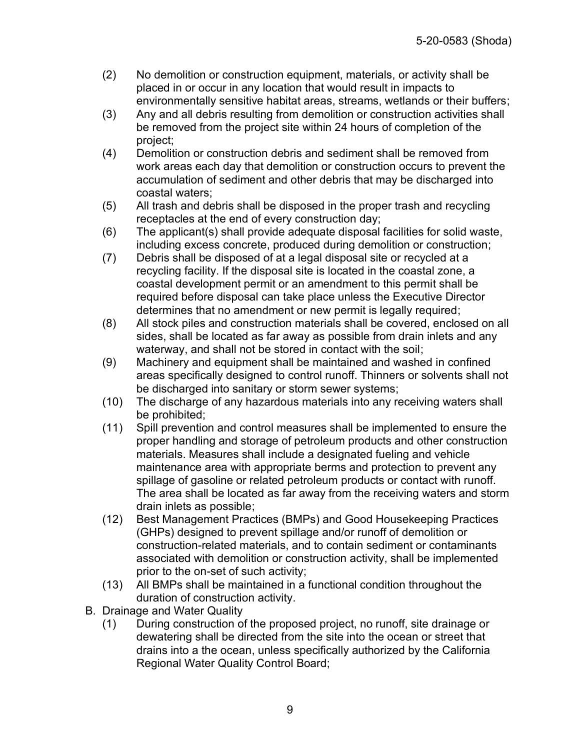(2) No demolition or construction equipment, materials, or activity shall be placed in or occur in any location that would result in impacts to environmentally sensitive habitat areas, streams, wetlands or their buffers;

(3) Any and all debris resulting from demolition or construction activities shall be removed from the project site within 24 hours of completion of the project;

(4) Demolition or construction debris and sediment shall be removed from work areas each day that demolition or construction occurs to prevent the accumulation of sediment and other debris that may be discharged into coastal waters;

(5) All trash and debris shall be disposed in the proper trash and recycling receptacles at the end of every construction day;

(6) The applicant(s) shall provide adequate disposal facilities for solid waste, including excess concrete, produced during demolition or construction;

(7) Debris shall be disposed of at a legal disposal site or recycled at a recycling facility. If the disposal site is located in the coastal zone, a coastal development permit or an amendment to this permit shall be required before disposal can take place unless the Executive Director determines that no amendment or new permit is legally required;

(8) All stock piles and construction materials shall be covered, enclosed on all sides, shall be located as far away as possible from drain inlets and any waterway, and shall not be stored in contact with the soil;

(9) Machinery and equipment shall be maintained and washed in confined areas specifically designed to control runoff. Thinners or solvents shall not be discharged into sanitary or storm sewer systems;

(10) The discharge of any hazardous materials into any receiving waters shall be prohibited;

(11) Spill prevention and control measures shall be implemented to ensure the proper handling and storage of petroleum products and other construction materials. Measures shall include a designated fueling and vehicle maintenance area with appropriate berms and protection to prevent any spillage of gasoline or related petroleum products or contact with runoff. The area shall be located as far away from the receiving waters and storm drain inlets as possible;

(12) Best Management Practices (BMPs) and Good Housekeeping Practices (GHPs) designed to prevent spillage and/or runoff of demolition or construction-related materials, and to contain sediment or contaminants associated with demolition or construction activity, shall be implemented prior to the on-set of such activity;

(13) All BMPs shall be maintained in a functional condition throughout the duration of construction activity.

B. Drainage and Water Quality

(1) During construction of the proposed project, no runoff, site drainage or dewatering shall be directed from the site into the ocean or street that drains into a the ocean, unless specifically authorized by the California Regional Water Quality Control Board;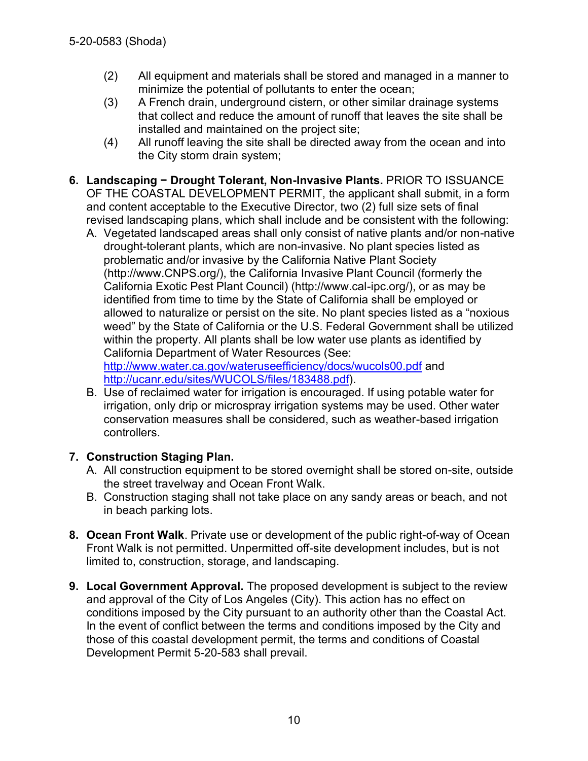(2) All equipment and materials shall be stored and managed in a manner to minimize the potential of pollutants to enter the ocean;

(3) A French drain, underground cistern, or other similar drainage systems that collect and reduce the amount of runoff that leaves the site shall be installed and maintained on the project site;

(4) All runoff leaving the site shall be directed away from the ocean and into the City storm drain system;

6. **Landscaping − Drought Tolerant, Non-Invasive Plants.** PRIOR TO ISSUANCE OF THE COASTAL DEVELOPMENT PERMIT, the applicant shall submit, in a form and content acceptable to the Executive Director, two (2) full size sets of final revised landscaping plans, which shall include and be consistent with the following:
   A. Vegetated landscaped areas shall only consist of native plants and/or non-native drought-tolerant plants, which are non-invasive. No plant species listed as problematic and/or invasive by the California Native Plant Society (http://www.CNPS.org/), the California Invasive Plant Council (formerly the California Exotic Pest Plant Council) (http://www.cal-ipc.org/), or as may be identified from time to time by the State of California shall be employed or allowed to naturalize or persist on the site. No plant species listed as a "noxious weed" by the State of California or the U.S. Federal Government shall be utilized within the property. All plants shall be low water use plants as identified by California Department of Water Resources (See: http://www.water.ca.gov/wateruseefficiency/docs/wucols00.pdf and http://ucanr.edu/sites/WUCOLS/files/183488.pdf).
   B. Use of reclaimed water for irrigation is encouraged. If using potable water for irrigation, only drip or microspray irrigation systems may be used. Other water conservation measures shall be considered, such as weather-based irrigation controllers.

7. **Construction Staging Plan.**
   A. All construction equipment to be stored overnight shall be stored on-site, outside the street travelway and Ocean Front Walk.
   B. Construction staging shall not take place on any sandy areas or beach, and not in beach parking lots.

8. **Ocean Front Walk**. Private use or development of the public right-of-way of Ocean Front Walk is not permitted. Unpermitted off-site development includes, but is not limited to, construction, storage, and landscaping.

9. **Local Government Approval.** The proposed development is subject to the review and approval of the City of Los Angeles (City). This action has no effect on conditions imposed by the City pursuant to an authority other than the Coastal Act. In the event of conflict between the terms and conditions imposed by the City and those of this coastal development permit, the terms and conditions of Coastal Development Permit 5-20-583 shall prevail.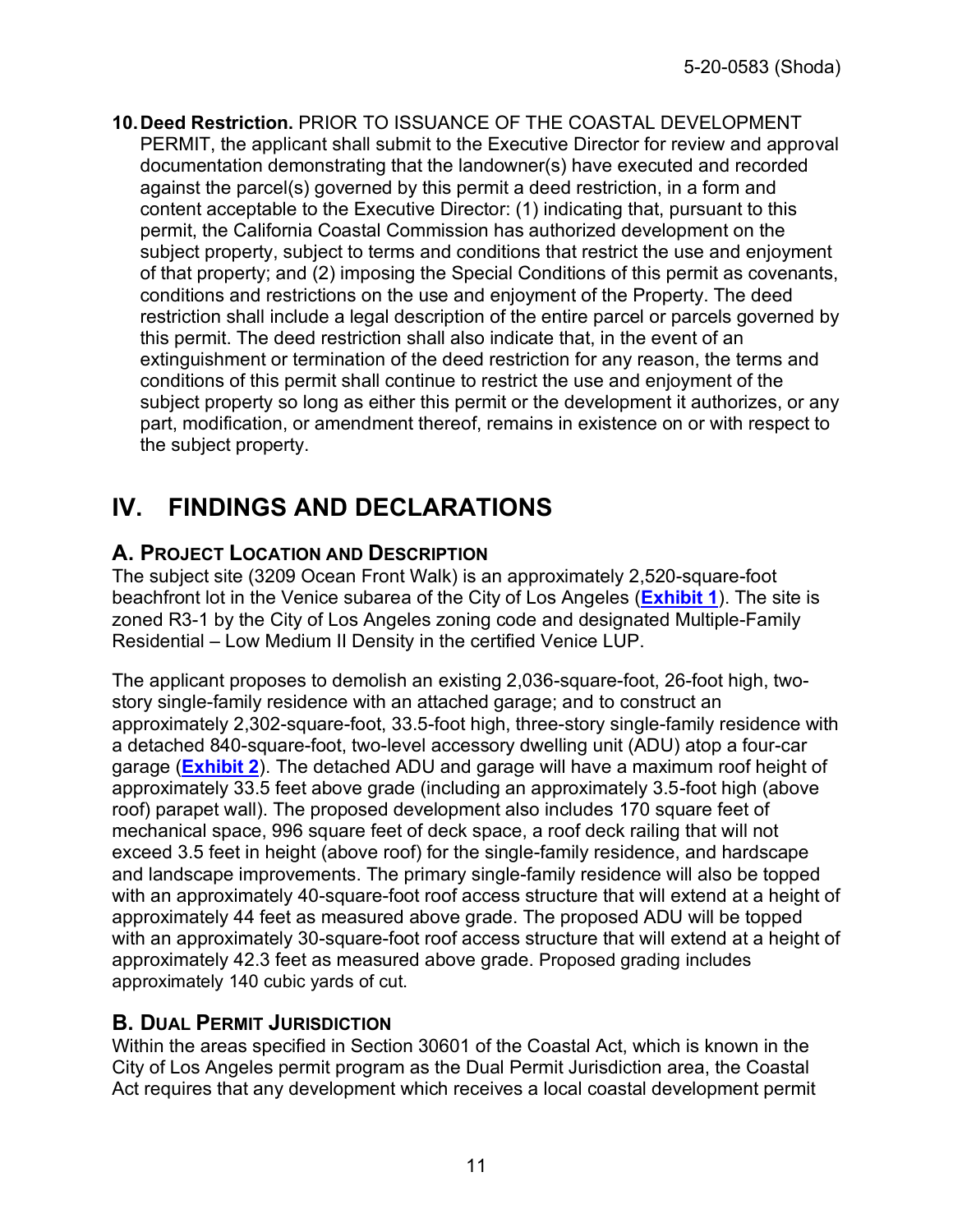10. **Deed Restriction.** PRIOR TO ISSUANCE OF THE COASTAL DEVELOPMENT PERMIT, the applicant shall submit to the Executive Director for review and approval documentation demonstrating that the landowner(s) have executed and recorded against the parcel(s) governed by this permit a deed restriction, in a form and content acceptable to the Executive Director: (1) indicating that, pursuant to this permit, the California Coastal Commission has authorized development on the subject property, subject to terms and conditions that restrict the use and enjoyment of that property; and (2) imposing the Special Conditions of this permit as covenants, conditions and restrictions on the use and enjoyment of the Property. The deed restriction shall include a legal description of the entire parcel or parcels governed by this permit. The deed restriction shall also indicate that, in the event of an extinguishment or termination of the deed restriction for any reason, the terms and conditions of this permit shall continue to restrict the use and enjoyment of the subject property so long as either this permit or the development it authorizes, or any part, modification, or amendment thereof, remains in existence on or with respect to the subject property.

# IV. FINDINGS AND DECLARATIONS

## A. Project Location and Description

The subject site (3209 Ocean Front Walk) is an approximately 2,520-square-foot beachfront lot in the Venice subarea of the City of Los Angeles (**Exhibit 1**). The site is zoned R3-1 by the City of Los Angeles zoning code and designated Multiple-Family Residential – Low Medium II Density in the certified Venice LUP.

The applicant proposes to demolish an existing 2,036-square-foot, 26-foot high, two-story single-family residence with an attached garage; and to construct an approximately 2,302-square-foot, 33.5-foot high, three-story single-family residence with a detached 840-square-foot, two-level accessory dwelling unit (ADU) atop a four-car garage (**Exhibit 2**). The detached ADU and garage will have a maximum roof height of approximately 33.5 feet above grade (including an approximately 3.5-foot high (above roof) parapet wall). The proposed development also includes 170 square feet of mechanical space, 996 square feet of deck space, a roof deck railing that will not exceed 3.5 feet in height (above roof) for the single-family residence, and hardscape and landscape improvements. The primary single-family residence will also be topped with an approximately 40-square-foot roof access structure that will extend at a height of approximately 44 feet as measured above grade. The proposed ADU will be topped with an approximately 30-square-foot roof access structure that will extend at a height of approximately 42.3 feet as measured above grade. Proposed grading includes approximately 140 cubic yards of cut.

## B. Dual Permit Jurisdiction

Within the areas specified in Section 30601 of the Coastal Act, which is known in the City of Los Angeles permit program as the Dual Permit Jurisdiction area, the Coastal Act requires that any development which receives a local coastal development permit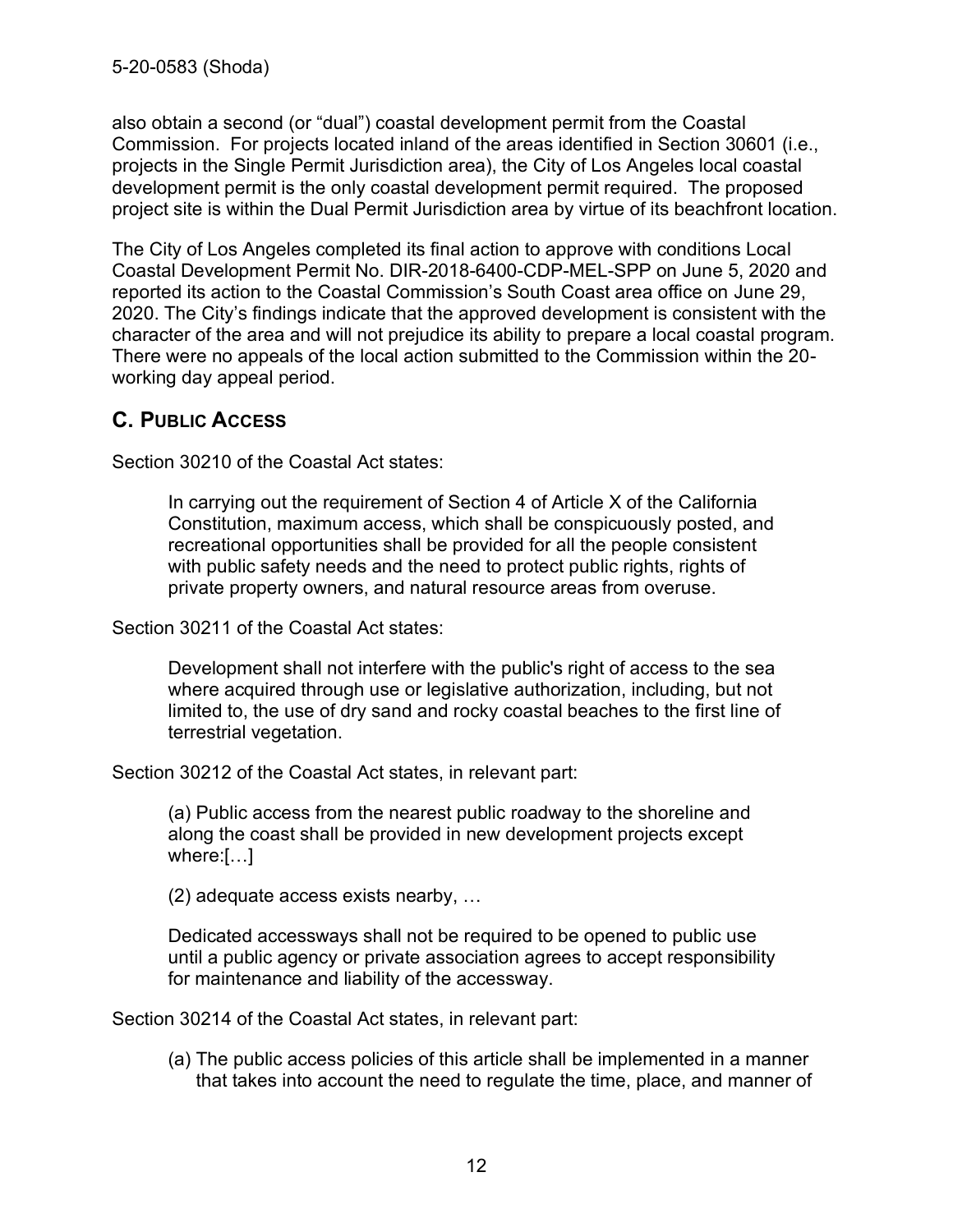also obtain a second (or "dual") coastal development permit from the Coastal Commission. For projects located inland of the areas identified in Section 30601 (i.e., projects in the Single Permit Jurisdiction area), the City of Los Angeles local coastal development permit is the only coastal development permit required. The proposed project site is within the Dual Permit Jurisdiction area by virtue of its beachfront location.

The City of Los Angeles completed its final action to approve with conditions Local Coastal Development Permit No. DIR-2018-6400-CDP-MEL-SPP on June 5, 2020 and reported its action to the Coastal Commission's South Coast area office on June 29, 2020. The City's findings indicate that the approved development is consistent with the character of the area and will not prejudice its ability to prepare a local coastal program. There were no appeals of the local action submitted to the Commission within the 20-working day appeal period.

## C. PUBLIC ACCESS

Section 30210 of the Coastal Act states:

> In carrying out the requirement of Section 4 of Article X of the California Constitution, maximum access, which shall be conspicuously posted, and recreational opportunities shall be provided for all the people consistent with public safety needs and the need to protect public rights, rights of private property owners, and natural resource areas from overuse.

Section 30211 of the Coastal Act states:

> Development shall not interfere with the public's right of access to the sea where acquired through use or legislative authorization, including, but not limited to, the use of dry sand and rocky coastal beaches to the first line of terrestrial vegetation.

Section 30212 of the Coastal Act states, in relevant part:

> (a) Public access from the nearest public roadway to the shoreline and along the coast shall be provided in new development projects except where:[…]
>
> (2) adequate access exists nearby, …
>
> Dedicated accessways shall not be required to be opened to public use until a public agency or private association agrees to accept responsibility for maintenance and liability of the accessway.

Section 30214 of the Coastal Act states, in relevant part:

> (a) The public access policies of this article shall be implemented in a manner that takes into account the need to regulate the time, place, and manner of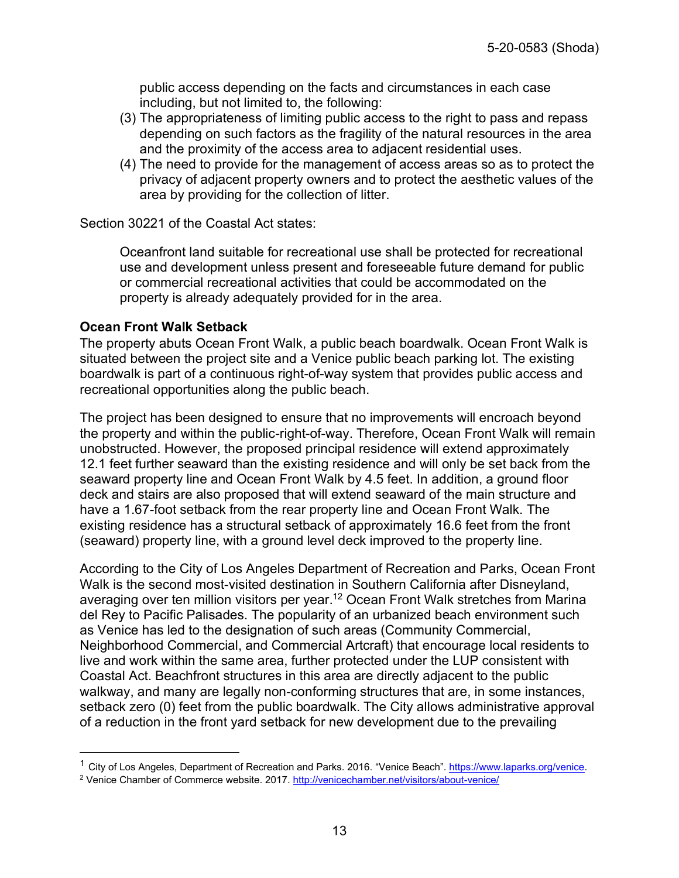public access depending on the facts and circumstances in each case including, but not limited to, the following:

(3) The appropriateness of limiting public access to the right to pass and repass depending on such factors as the fragility of the natural resources in the area and the proximity of the access area to adjacent residential uses.

(4) The need to provide for the management of access areas so as to protect the privacy of adjacent property owners and to protect the aesthetic values of the area by providing for the collection of litter.

Section 30221 of the Coastal Act states:

> Oceanfront land suitable for recreational use shall be protected for recreational use and development unless present and foreseeable future demand for public or commercial recreational activities that could be accommodated on the property is already adequately provided for in the area.

**Ocean Front Walk Setback**

The property abuts Ocean Front Walk, a public beach boardwalk. Ocean Front Walk is situated between the project site and a Venice public beach parking lot. The existing boardwalk is part of a continuous right-of-way system that provides public access and recreational opportunities along the public beach.

The project has been designed to ensure that no improvements will encroach beyond the property and within the public-right-of-way. Therefore, Ocean Front Walk will remain unobstructed. However, the proposed principal residence will extend approximately 12.1 feet further seaward than the existing residence and will only be set back from the seaward property line and Ocean Front Walk by 4.5 feet. In addition, a ground floor deck and stairs are also proposed that will extend seaward of the main structure and have a 1.67-foot setback from the rear property line and Ocean Front Walk. The existing residence has a structural setback of approximately 16.6 feet from the front (seaward) property line, with a ground level deck improved to the property line.

According to the City of Los Angeles Department of Recreation and Parks, Ocean Front Walk is the second most-visited destination in Southern California after Disneyland, averaging over ten million visitors per year.[1,2] Ocean Front Walk stretches from Marina del Rey to Pacific Palisades. The popularity of an urbanized beach environment such as Venice has led to the designation of such areas (Community Commercial, Neighborhood Commercial, and Commercial Artcraft) that encourage local residents to live and work within the same area, further protected under the LUP consistent with Coastal Act. Beachfront structures in this area are directly adjacent to the public walkway, and many are legally non-conforming structures that are, in some instances, setback zero (0) feet from the public boardwalk. The City allows administrative approval of a reduction in the front yard setback for new development due to the prevailing

---

[1] City of Los Angeles, Department of Recreation and Parks. 2016. "Venice Beach". https://www.laparks.org/venice.

[2] Venice Chamber of Commerce website. 2017. http://venicechamber.net/visitors/about-venice/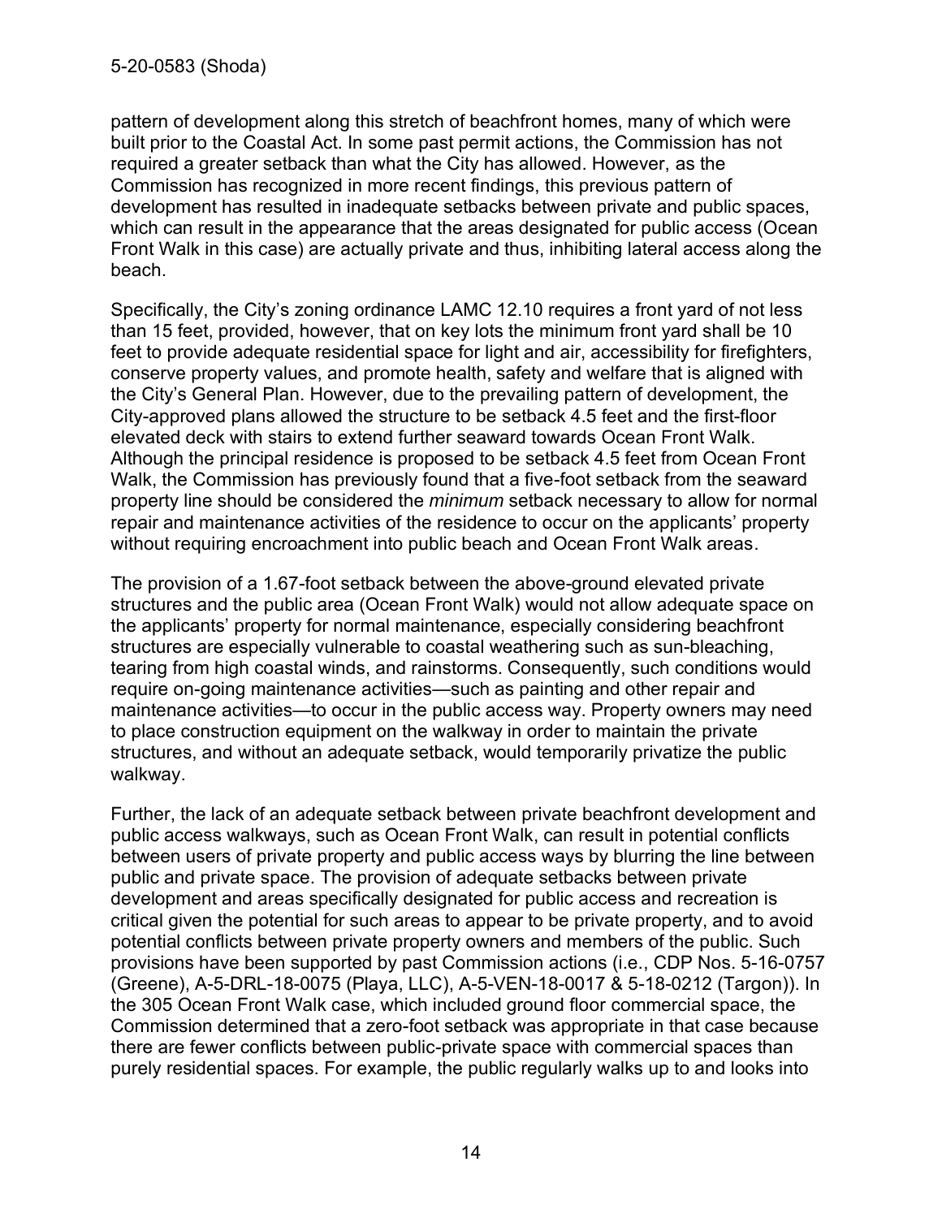pattern of development along this stretch of beachfront homes, many of which were built prior to the Coastal Act. In some past permit actions, the Commission has not required a greater setback than what the City has allowed. However, as the Commission has recognized in more recent findings, this previous pattern of development has resulted in inadequate setbacks between private and public spaces, which can result in the appearance that the areas designated for public access (Ocean Front Walk in this case) are actually private and thus, inhibiting lateral access along the beach.

Specifically, the City's zoning ordinance LAMC 12.10 requires a front yard of not less than 15 feet, provided, however, that on key lots the minimum front yard shall be 10 feet to provide adequate residential space for light and air, accessibility for firefighters, conserve property values, and promote health, safety and welfare that is aligned with the City's General Plan. However, due to the prevailing pattern of development, the City-approved plans allowed the structure to be setback 4.5 feet and the first-floor elevated deck with stairs to extend further seaward towards Ocean Front Walk. Although the principal residence is proposed to be setback 4.5 feet from Ocean Front Walk, the Commission has previously found that a five-foot setback from the seaward property line should be considered the *minimum* setback necessary to allow for normal repair and maintenance activities of the residence to occur on the applicants' property without requiring encroachment into public beach and Ocean Front Walk areas.

The provision of a 1.67-foot setback between the above-ground elevated private structures and the public area (Ocean Front Walk) would not allow adequate space on the applicants' property for normal maintenance, especially considering beachfront structures are especially vulnerable to coastal weathering such as sun-bleaching, tearing from high coastal winds, and rainstorms. Consequently, such conditions would require on-going maintenance activities—such as painting and other repair and maintenance activities—to occur in the public access way. Property owners may need to place construction equipment on the walkway in order to maintain the private structures, and without an adequate setback, would temporarily privatize the public walkway.

Further, the lack of an adequate setback between private beachfront development and public access walkways, such as Ocean Front Walk, can result in potential conflicts between users of private property and public access ways by blurring the line between public and private space. The provision of adequate setbacks between private development and areas specifically designated for public access and recreation is critical given the potential for such areas to appear to be private property, and to avoid potential conflicts between private property owners and members of the public. Such provisions have been supported by past Commission actions (i.e., CDP Nos. 5-16-0757 (Greene), A-5-DRL-18-0075 (Playa, LLC), A-5-VEN-18-0017 & 5-18-0212 (Targon)). In the 305 Ocean Front Walk case, which included ground floor commercial space, the Commission determined that a zero-foot setback was appropriate in that case because there are fewer conflicts between public-private space with commercial spaces than purely residential spaces. For example, the public regularly walks up to and looks into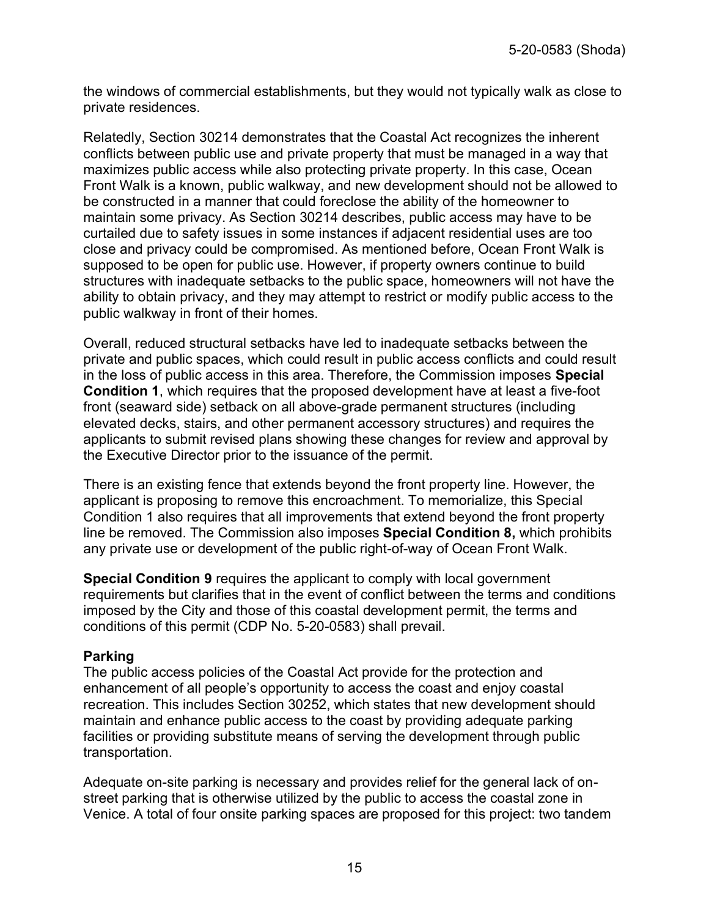the windows of commercial establishments, but they would not typically walk as close to private residences.

Relatedly, Section 30214 demonstrates that the Coastal Act recognizes the inherent conflicts between public use and private property that must be managed in a way that maximizes public access while also protecting private property. In this case, Ocean Front Walk is a known, public walkway, and new development should not be allowed to be constructed in a manner that could foreclose the ability of the homeowner to maintain some privacy. As Section 30214 describes, public access may have to be curtailed due to safety issues in some instances if adjacent residential uses are too close and privacy could be compromised. As mentioned before, Ocean Front Walk is supposed to be open for public use. However, if property owners continue to build structures with inadequate setbacks to the public space, homeowners will not have the ability to obtain privacy, and they may attempt to restrict or modify public access to the public walkway in front of their homes.

Overall, reduced structural setbacks have led to inadequate setbacks between the private and public spaces, which could result in public access conflicts and could result in the loss of public access in this area. Therefore, the Commission imposes **Special Condition 1**, which requires that the proposed development have at least a five-foot front (seaward side) setback on all above-grade permanent structures (including elevated decks, stairs, and other permanent accessory structures) and requires the applicants to submit revised plans showing these changes for review and approval by the Executive Director prior to the issuance of the permit.

There is an existing fence that extends beyond the front property line. However, the applicant is proposing to remove this encroachment. To memorialize, this Special Condition 1 also requires that all improvements that extend beyond the front property line be removed. The Commission also imposes **Special Condition 8,** which prohibits any private use or development of the public right-of-way of Ocean Front Walk.

**Special Condition 9** requires the applicant to comply with local government requirements but clarifies that in the event of conflict between the terms and conditions imposed by the City and those of this coastal development permit, the terms and conditions of this permit (CDP No. 5-20-0583) shall prevail.

**Parking**

The public access policies of the Coastal Act provide for the protection and enhancement of all people's opportunity to access the coast and enjoy coastal recreation. This includes Section 30252, which states that new development should maintain and enhance public access to the coast by providing adequate parking facilities or providing substitute means of serving the development through public transportation.

Adequate on-site parking is necessary and provides relief for the general lack of on-street parking that is otherwise utilized by the public to access the coastal zone in Venice. A total of four onsite parking spaces are proposed for this project: two tandem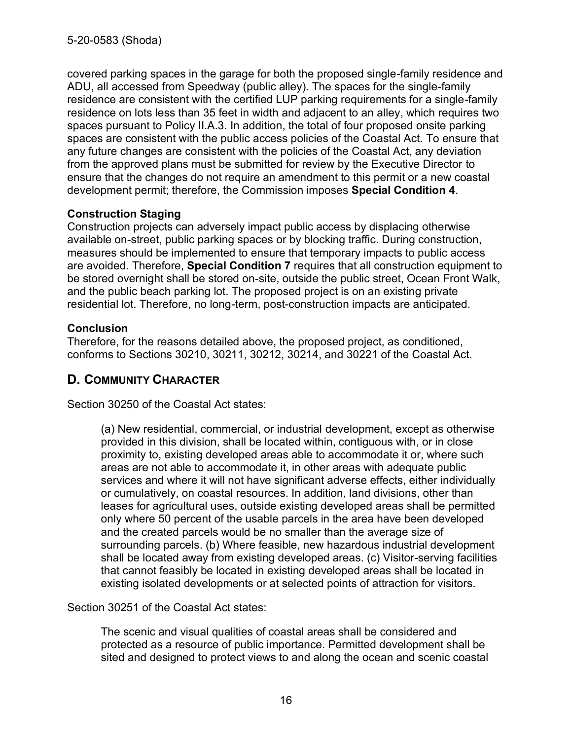covered parking spaces in the garage for both the proposed single-family residence and ADU, all accessed from Speedway (public alley). The spaces for the single-family residence are consistent with the certified LUP parking requirements for a single-family residence on lots less than 35 feet in width and adjacent to an alley, which requires two spaces pursuant to Policy II.A.3. In addition, the total of four proposed onsite parking spaces are consistent with the public access policies of the Coastal Act. To ensure that any future changes are consistent with the policies of the Coastal Act, any deviation from the approved plans must be submitted for review by the Executive Director to ensure that the changes do not require an amendment to this permit or a new coastal development permit; therefore, the Commission imposes **Special Condition 4**.

**Construction Staging**

Construction projects can adversely impact public access by displacing otherwise available on-street, public parking spaces or by blocking traffic. During construction, measures should be implemented to ensure that temporary impacts to public access are avoided. Therefore, **Special Condition 7** requires that all construction equipment to be stored overnight shall be stored on-site, outside the public street, Ocean Front Walk, and the public beach parking lot. The proposed project is on an existing private residential lot. Therefore, no long-term, post-construction impacts are anticipated.

**Conclusion**

Therefore, for the reasons detailed above, the proposed project, as conditioned, conforms to Sections 30210, 30211, 30212, 30214, and 30221 of the Coastal Act.

## D. Community Character

Section 30250 of the Coastal Act states:

> (a) New residential, commercial, or industrial development, except as otherwise provided in this division, shall be located within, contiguous with, or in close proximity to, existing developed areas able to accommodate it or, where such areas are not able to accommodate it, in other areas with adequate public services and where it will not have significant adverse effects, either individually or cumulatively, on coastal resources. In addition, land divisions, other than leases for agricultural uses, outside existing developed areas shall be permitted only where 50 percent of the usable parcels in the area have been developed and the created parcels would be no smaller than the average size of surrounding parcels. (b) Where feasible, new hazardous industrial development shall be located away from existing developed areas. (c) Visitor-serving facilities that cannot feasibly be located in existing developed areas shall be located in existing isolated developments or at selected points of attraction for visitors.

Section 30251 of the Coastal Act states:

> The scenic and visual qualities of coastal areas shall be considered and protected as a resource of public importance. Permitted development shall be sited and designed to protect views to and along the ocean and scenic coastal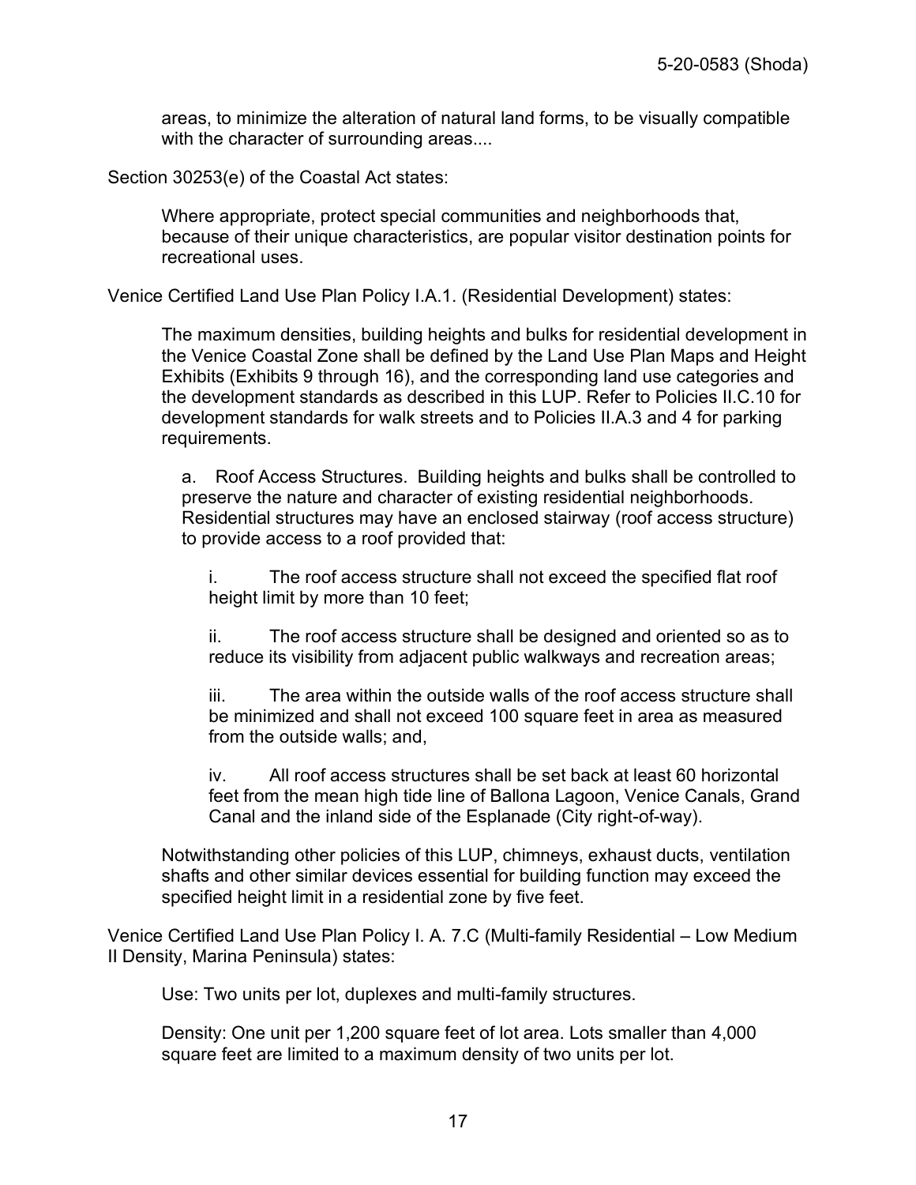> areas, to minimize the alteration of natural land forms, to be visually compatible with the character of surrounding areas....

Section 30253(e) of the Coastal Act states:

> Where appropriate, protect special communities and neighborhoods that, because of their unique characteristics, are popular visitor destination points for recreational uses.

Venice Certified Land Use Plan Policy I.A.1. (Residential Development) states:

> The maximum densities, building heights and bulks for residential development in the Venice Coastal Zone shall be defined by the Land Use Plan Maps and Height Exhibits (Exhibits 9 through 16), and the corresponding land use categories and the development standards as described in this LUP. Refer to Policies II.C.10 for development standards for walk streets and to Policies II.A.3 and 4 for parking requirements.
>
> a. Roof Access Structures. Building heights and bulks shall be controlled to preserve the nature and character of existing residential neighborhoods. Residential structures may have an enclosed stairway (roof access structure) to provide access to a roof provided that:
>
> i. The roof access structure shall not exceed the specified flat roof height limit by more than 10 feet;
>
> ii. The roof access structure shall be designed and oriented so as to reduce its visibility from adjacent public walkways and recreation areas;
>
> iii. The area within the outside walls of the roof access structure shall be minimized and shall not exceed 100 square feet in area as measured from the outside walls; and,
>
> iv. All roof access structures shall be set back at least 60 horizontal feet from the mean high tide line of Ballona Lagoon, Venice Canals, Grand Canal and the inland side of the Esplanade (City right-of-way).
>
> Notwithstanding other policies of this LUP, chimneys, exhaust ducts, ventilation shafts and other similar devices essential for building function may exceed the specified height limit in a residential zone by five feet.

Venice Certified Land Use Plan Policy I. A. 7.C (Multi-family Residential – Low Medium II Density, Marina Peninsula) states:

> Use: Two units per lot, duplexes and multi-family structures.
>
> Density: One unit per 1,200 square feet of lot area. Lots smaller than 4,000 square feet are limited to a maximum density of two units per lot.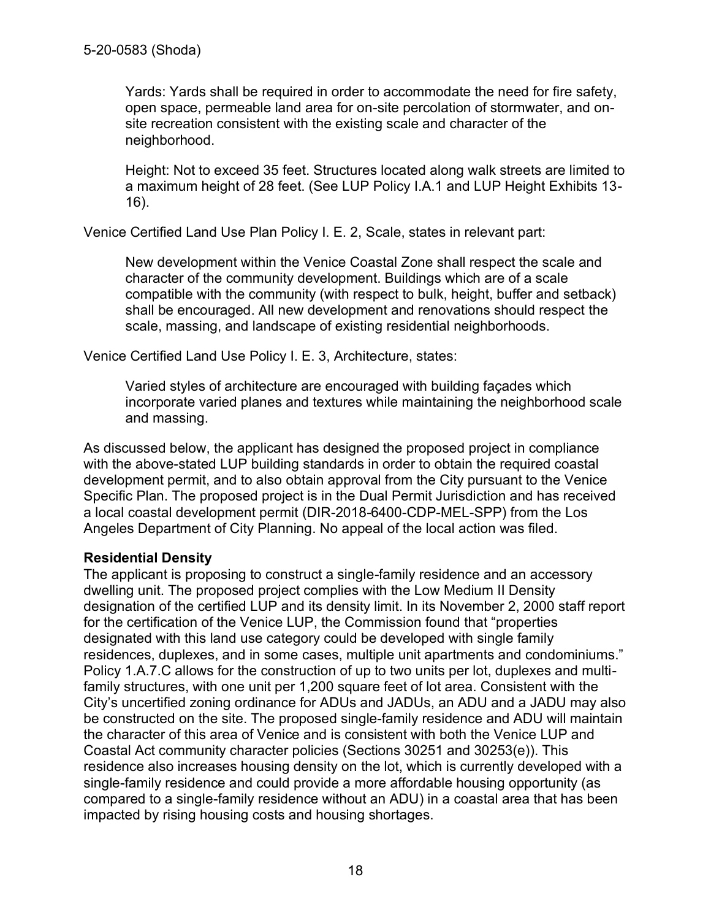Yards: Yards shall be required in order to accommodate the need for fire safety, open space, permeable land area for on-site percolation of stormwater, and on-site recreation consistent with the existing scale and character of the neighborhood.

Height: Not to exceed 35 feet. Structures located along walk streets are limited to a maximum height of 28 feet. (See LUP Policy I.A.1 and LUP Height Exhibits 13-16).

Venice Certified Land Use Plan Policy I. E. 2, Scale, states in relevant part:

> New development within the Venice Coastal Zone shall respect the scale and character of the community development. Buildings which are of a scale compatible with the community (with respect to bulk, height, buffer and setback) shall be encouraged. All new development and renovations should respect the scale, massing, and landscape of existing residential neighborhoods.

Venice Certified Land Use Policy I. E. 3, Architecture, states:

> Varied styles of architecture are encouraged with building façades which incorporate varied planes and textures while maintaining the neighborhood scale and massing.

As discussed below, the applicant has designed the proposed project in compliance with the above-stated LUP building standards in order to obtain the required coastal development permit, and to also obtain approval from the City pursuant to the Venice Specific Plan. The proposed project is in the Dual Permit Jurisdiction and has received a local coastal development permit (DIR-2018-6400-CDP-MEL-SPP) from the Los Angeles Department of City Planning. No appeal of the local action was filed.

**Residential Density**

The applicant is proposing to construct a single-family residence and an accessory dwelling unit. The proposed project complies with the Low Medium II Density designation of the certified LUP and its density limit. In its November 2, 2000 staff report for the certification of the Venice LUP, the Commission found that "properties designated with this land use category could be developed with single family residences, duplexes, and in some cases, multiple unit apartments and condominiums." Policy 1.A.7.C allows for the construction of up to two units per lot, duplexes and multi-family structures, with one unit per 1,200 square feet of lot area. Consistent with the City's uncertified zoning ordinance for ADUs and JADUs, an ADU and a JADU may also be constructed on the site. The proposed single-family residence and ADU will maintain the character of this area of Venice and is consistent with both the Venice LUP and Coastal Act community character policies (Sections 30251 and 30253(e)). This residence also increases housing density on the lot, which is currently developed with a single-family residence and could provide a more affordable housing opportunity (as compared to a single-family residence without an ADU) in a coastal area that has been impacted by rising housing costs and housing shortages.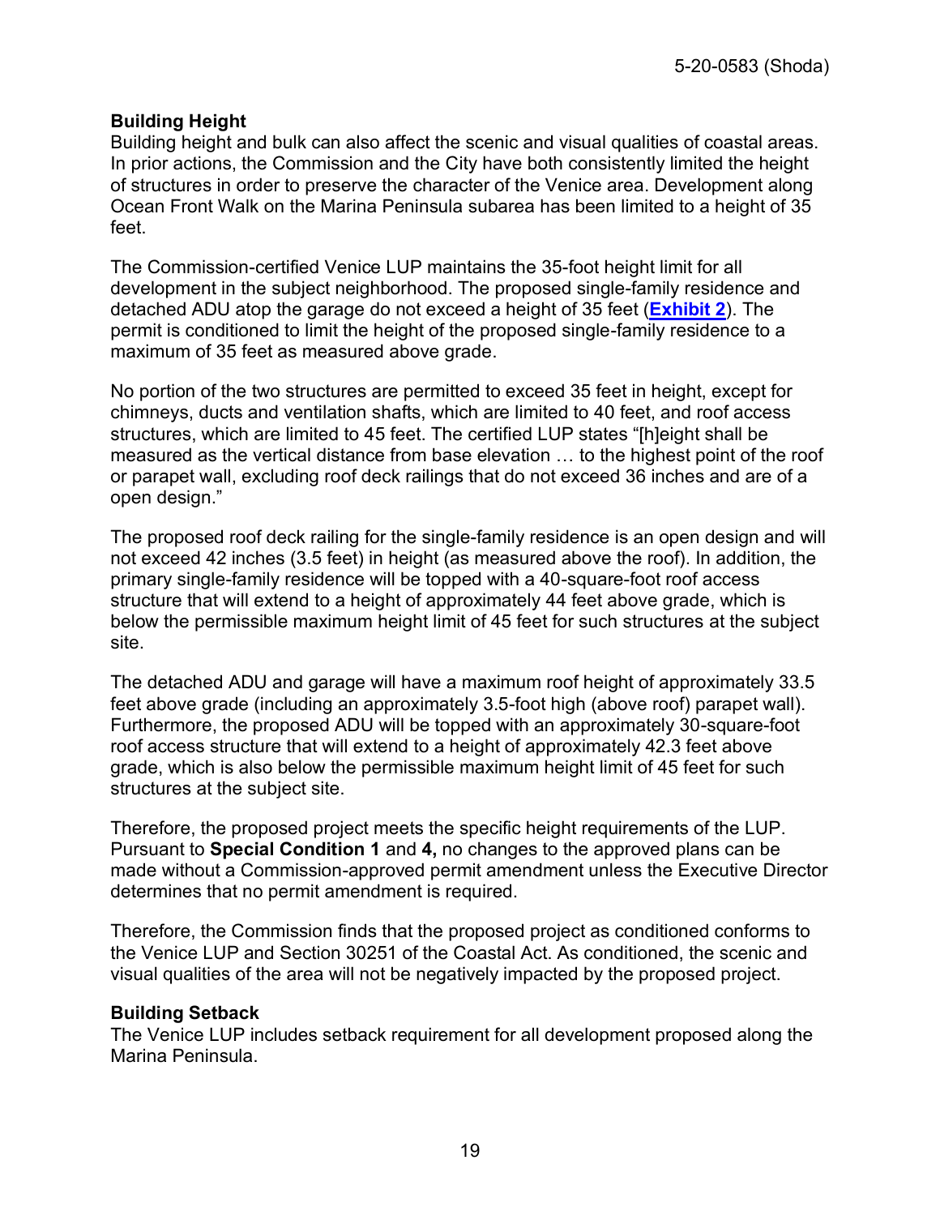**Building Height**

Building height and bulk can also affect the scenic and visual qualities of coastal areas. In prior actions, the Commission and the City have both consistently limited the height of structures in order to preserve the character of the Venice area. Development along Ocean Front Walk on the Marina Peninsula subarea has been limited to a height of 35 feet.

The Commission-certified Venice LUP maintains the 35-foot height limit for all development in the subject neighborhood. The proposed single-family residence and detached ADU atop the garage do not exceed a height of 35 feet (**Exhibit 2**). The permit is conditioned to limit the height of the proposed single-family residence to a maximum of 35 feet as measured above grade.

No portion of the two structures are permitted to exceed 35 feet in height, except for chimneys, ducts and ventilation shafts, which are limited to 40 feet, and roof access structures, which are limited to 45 feet. The certified LUP states "[h]eight shall be measured as the vertical distance from base elevation … to the highest point of the roof or parapet wall, excluding roof deck railings that do not exceed 36 inches and are of a open design."

The proposed roof deck railing for the single-family residence is an open design and will not exceed 42 inches (3.5 feet) in height (as measured above the roof). In addition, the primary single-family residence will be topped with a 40-square-foot roof access structure that will extend to a height of approximately 44 feet above grade, which is below the permissible maximum height limit of 45 feet for such structures at the subject site.

The detached ADU and garage will have a maximum roof height of approximately 33.5 feet above grade (including an approximately 3.5-foot high (above roof) parapet wall). Furthermore, the proposed ADU will be topped with an approximately 30-square-foot roof access structure that will extend to a height of approximately 42.3 feet above grade, which is also below the permissible maximum height limit of 45 feet for such structures at the subject site.

Therefore, the proposed project meets the specific height requirements of the LUP. Pursuant to **Special Condition 1** and **4,** no changes to the approved plans can be made without a Commission-approved permit amendment unless the Executive Director determines that no permit amendment is required.

Therefore, the Commission finds that the proposed project as conditioned conforms to the Venice LUP and Section 30251 of the Coastal Act. As conditioned, the scenic and visual qualities of the area will not be negatively impacted by the proposed project.

**Building Setback**

The Venice LUP includes setback requirement for all development proposed along the Marina Peninsula.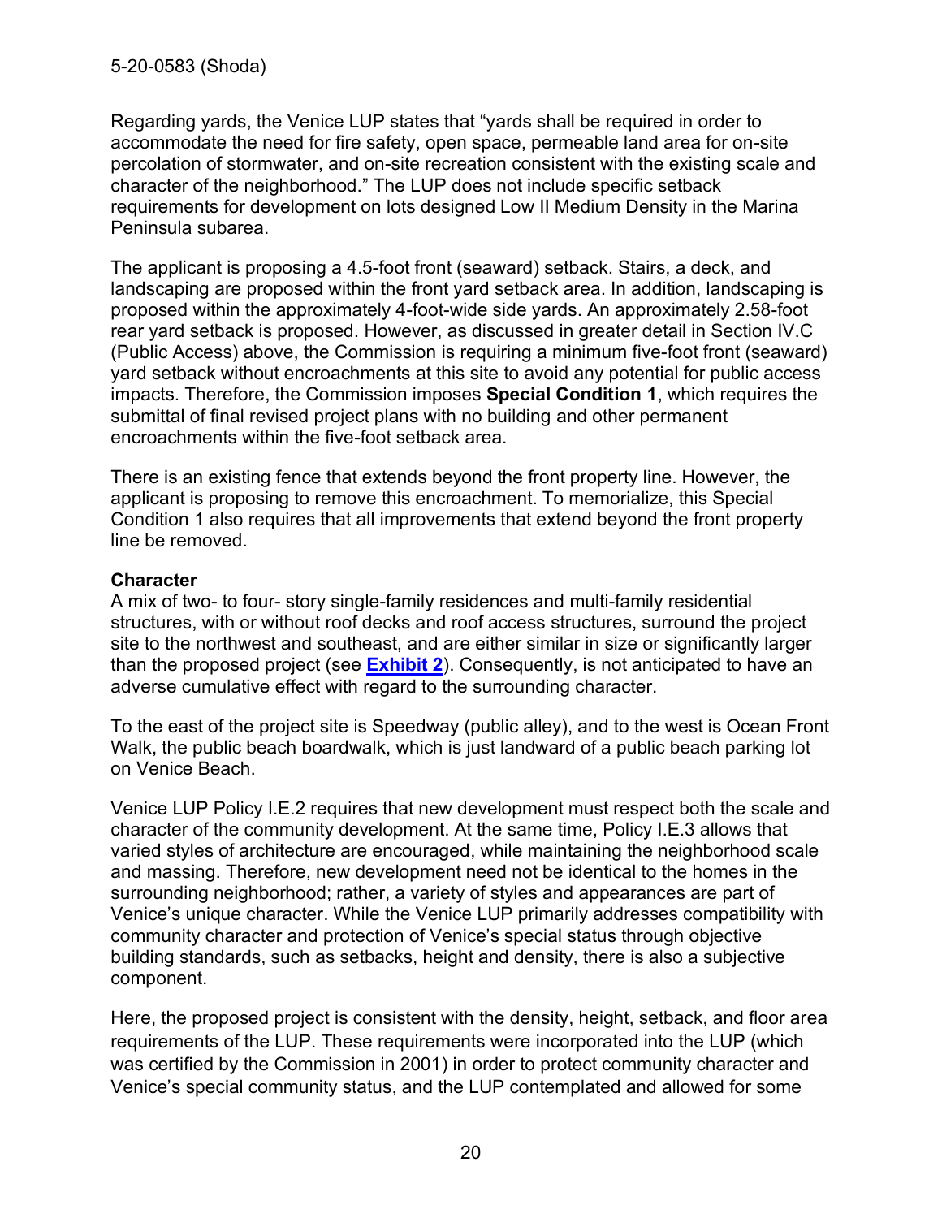Regarding yards, the Venice LUP states that "yards shall be required in order to accommodate the need for fire safety, open space, permeable land area for on-site percolation of stormwater, and on-site recreation consistent with the existing scale and character of the neighborhood." The LUP does not include specific setback requirements for development on lots designed Low II Medium Density in the Marina Peninsula subarea.

The applicant is proposing a 4.5-foot front (seaward) setback. Stairs, a deck, and landscaping are proposed within the front yard setback area. In addition, landscaping is proposed within the approximately 4-foot-wide side yards. An approximately 2.58-foot rear yard setback is proposed. However, as discussed in greater detail in Section IV.C (Public Access) above, the Commission is requiring a minimum five-foot front (seaward) yard setback without encroachments at this site to avoid any potential for public access impacts. Therefore, the Commission imposes **Special Condition 1**, which requires the submittal of final revised project plans with no building and other permanent encroachments within the five-foot setback area.

There is an existing fence that extends beyond the front property line. However, the applicant is proposing to remove this encroachment. To memorialize, this Special Condition 1 also requires that all improvements that extend beyond the front property line be removed.

**Character**

A mix of two- to four- story single-family residences and multi-family residential structures, with or without roof decks and roof access structures, surround the project site to the northwest and southeast, and are either similar in size or significantly larger than the proposed project (see **Exhibit 2**). Consequently, is not anticipated to have an adverse cumulative effect with regard to the surrounding character.

To the east of the project site is Speedway (public alley), and to the west is Ocean Front Walk, the public beach boardwalk, which is just landward of a public beach parking lot on Venice Beach.

Venice LUP Policy I.E.2 requires that new development must respect both the scale and character of the community development. At the same time, Policy I.E.3 allows that varied styles of architecture are encouraged, while maintaining the neighborhood scale and massing. Therefore, new development need not be identical to the homes in the surrounding neighborhood; rather, a variety of styles and appearances are part of Venice's unique character. While the Venice LUP primarily addresses compatibility with community character and protection of Venice's special status through objective building standards, such as setbacks, height and density, there is also a subjective component.

Here, the proposed project is consistent with the density, height, setback, and floor area requirements of the LUP. These requirements were incorporated into the LUP (which was certified by the Commission in 2001) in order to protect community character and Venice's special community status, and the LUP contemplated and allowed for some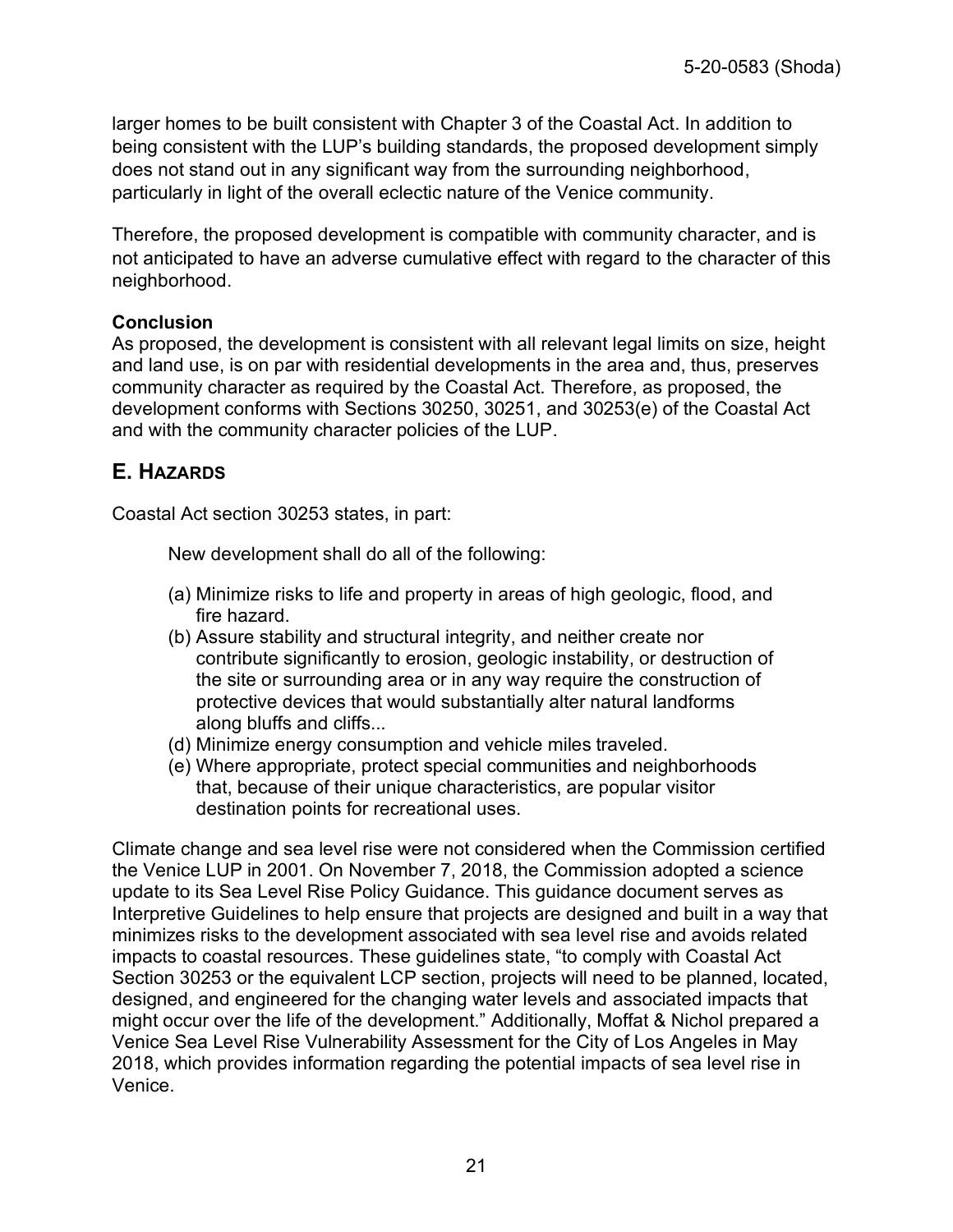larger homes to be built consistent with Chapter 3 of the Coastal Act. In addition to being consistent with the LUP's building standards, the proposed development simply does not stand out in any significant way from the surrounding neighborhood, particularly in light of the overall eclectic nature of the Venice community.

Therefore, the proposed development is compatible with community character, and is not anticipated to have an adverse cumulative effect with regard to the character of this neighborhood.

**Conclusion**
As proposed, the development is consistent with all relevant legal limits on size, height and land use, is on par with residential developments in the area and, thus, preserves community character as required by the Coastal Act. Therefore, as proposed, the development conforms with Sections 30250, 30251, and 30253(e) of the Coastal Act and with the community character policies of the LUP.

## E. HAZARDS

Coastal Act section 30253 states, in part:

> New development shall do all of the following:
>
> (a) Minimize risks to life and property in areas of high geologic, flood, and fire hazard.
> (b) Assure stability and structural integrity, and neither create nor contribute significantly to erosion, geologic instability, or destruction of the site or surrounding area or in any way require the construction of protective devices that would substantially alter natural landforms along bluffs and cliffs...
> (d) Minimize energy consumption and vehicle miles traveled.
> (e) Where appropriate, protect special communities and neighborhoods that, because of their unique characteristics, are popular visitor destination points for recreational uses.

Climate change and sea level rise were not considered when the Commission certified the Venice LUP in 2001. On November 7, 2018, the Commission adopted a science update to its Sea Level Rise Policy Guidance. This guidance document serves as Interpretive Guidelines to help ensure that projects are designed and built in a way that minimizes risks to the development associated with sea level rise and avoids related impacts to coastal resources. These guidelines state, "to comply with Coastal Act Section 30253 or the equivalent LCP section, projects will need to be planned, located, designed, and engineered for the changing water levels and associated impacts that might occur over the life of the development." Additionally, Moffat & Nichol prepared a Venice Sea Level Rise Vulnerability Assessment for the City of Los Angeles in May 2018, which provides information regarding the potential impacts of sea level rise in Venice.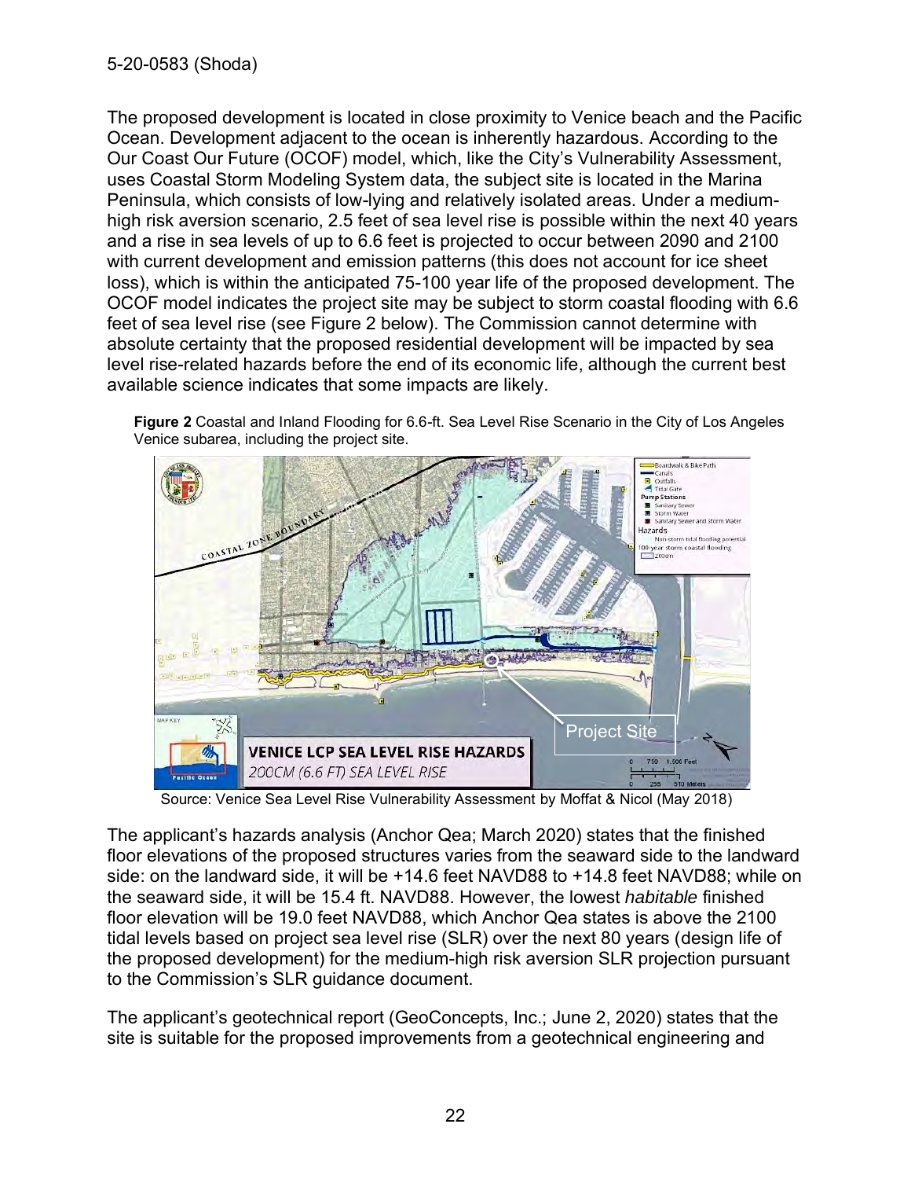The proposed development is located in close proximity to Venice beach and the Pacific Ocean. Development adjacent to the ocean is inherently hazardous. According to the Our Coast Our Future (OCOF) model, which, like the City's Vulnerability Assessment, uses Coastal Storm Modeling System data, the subject site is located in the Marina Peninsula, which consists of low-lying and relatively isolated areas. Under a medium-high risk aversion scenario, 2.5 feet of sea level rise is possible within the next 40 years and a rise in sea levels of up to 6.6 feet is projected to occur between 2090 and 2100 with current development and emission patterns (this does not account for ice sheet loss), which is within the anticipated 75-100 year life of the proposed development. The OCOF model indicates the project site may be subject to storm coastal flooding with 6.6 feet of sea level rise (see Figure 2 below). The Commission cannot determine with absolute certainty that the proposed residential development will be impacted by sea level rise-related hazards before the end of its economic life, although the current best available science indicates that some impacts are likely.

**Figure 2** Coastal and Inland Flooding for 6.6-ft. Sea Level Rise Scenario in the City of Los Angeles Venice subarea, including the project site.

Source: Venice Sea Level Rise Vulnerability Assessment by Moffat & Nicol (May 2018)

The applicant's hazards analysis (Anchor Qea; March 2020) states that the finished floor elevations of the proposed structures varies from the seaward side to the landward side: on the landward side, it will be +14.6 feet NAVD88 to +14.8 feet NAVD88; while on the seaward side, it will be 15.4 ft. NAVD88. However, the lowest *habitable* finished floor elevation will be 19.0 feet NAVD88, which Anchor Qea states is above the 2100 tidal levels based on project sea level rise (SLR) over the next 80 years (design life of the proposed development) for the medium-high risk aversion SLR projection pursuant to the Commission's SLR guidance document.

The applicant's geotechnical report (GeoConcepts, Inc.; June 2, 2020) states that the site is suitable for the proposed improvements from a geotechnical engineering and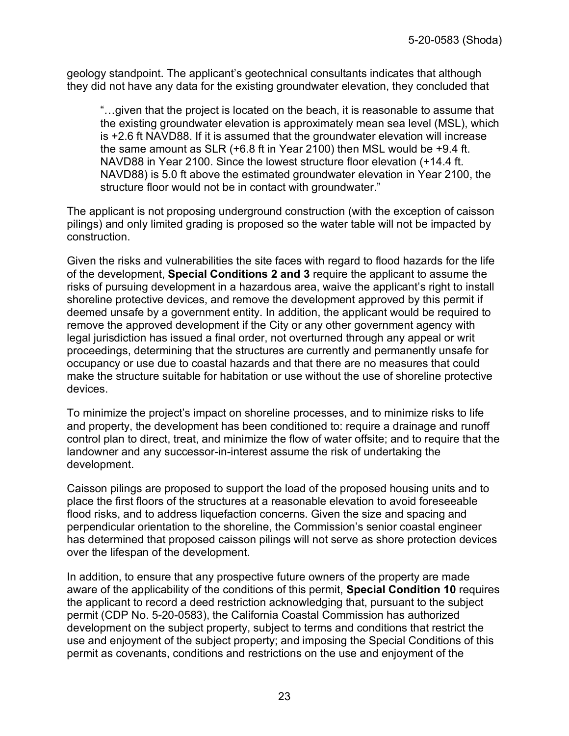geology standpoint. The applicant's geotechnical consultants indicates that although they did not have any data for the existing groundwater elevation, they concluded that

> "…given that the project is located on the beach, it is reasonable to assume that the existing groundwater elevation is approximately mean sea level (MSL), which is +2.6 ft NAVD88. If it is assumed that the groundwater elevation will increase the same amount as SLR (+6.8 ft in Year 2100) then MSL would be +9.4 ft. NAVD88 in Year 2100. Since the lowest structure floor elevation (+14.4 ft. NAVD88) is 5.0 ft above the estimated groundwater elevation in Year 2100, the structure floor would not be in contact with groundwater."

The applicant is not proposing underground construction (with the exception of caisson pilings) and only limited grading is proposed so the water table will not be impacted by construction.

Given the risks and vulnerabilities the site faces with regard to flood hazards for the life of the development, **Special Conditions 2 and 3** require the applicant to assume the risks of pursuing development in a hazardous area, waive the applicant's right to install shoreline protective devices, and remove the development approved by this permit if deemed unsafe by a government entity. In addition, the applicant would be required to remove the approved development if the City or any other government agency with legal jurisdiction has issued a final order, not overturned through any appeal or writ proceedings, determining that the structures are currently and permanently unsafe for occupancy or use due to coastal hazards and that there are no measures that could make the structure suitable for habitation or use without the use of shoreline protective devices.

To minimize the project's impact on shoreline processes, and to minimize risks to life and property, the development has been conditioned to: require a drainage and runoff control plan to direct, treat, and minimize the flow of water offsite; and to require that the landowner and any successor-in-interest assume the risk of undertaking the development.

Caisson pilings are proposed to support the load of the proposed housing units and to place the first floors of the structures at a reasonable elevation to avoid foreseeable flood risks, and to address liquefaction concerns. Given the size and spacing and perpendicular orientation to the shoreline, the Commission's senior coastal engineer has determined that proposed caisson pilings will not serve as shore protection devices over the lifespan of the development.

In addition, to ensure that any prospective future owners of the property are made aware of the applicability of the conditions of this permit, **Special Condition 10** requires the applicant to record a deed restriction acknowledging that, pursuant to the subject permit (CDP No. 5-20-0583), the California Coastal Commission has authorized development on the subject property, subject to terms and conditions that restrict the use and enjoyment of the subject property; and imposing the Special Conditions of this permit as covenants, conditions and restrictions on the use and enjoyment of the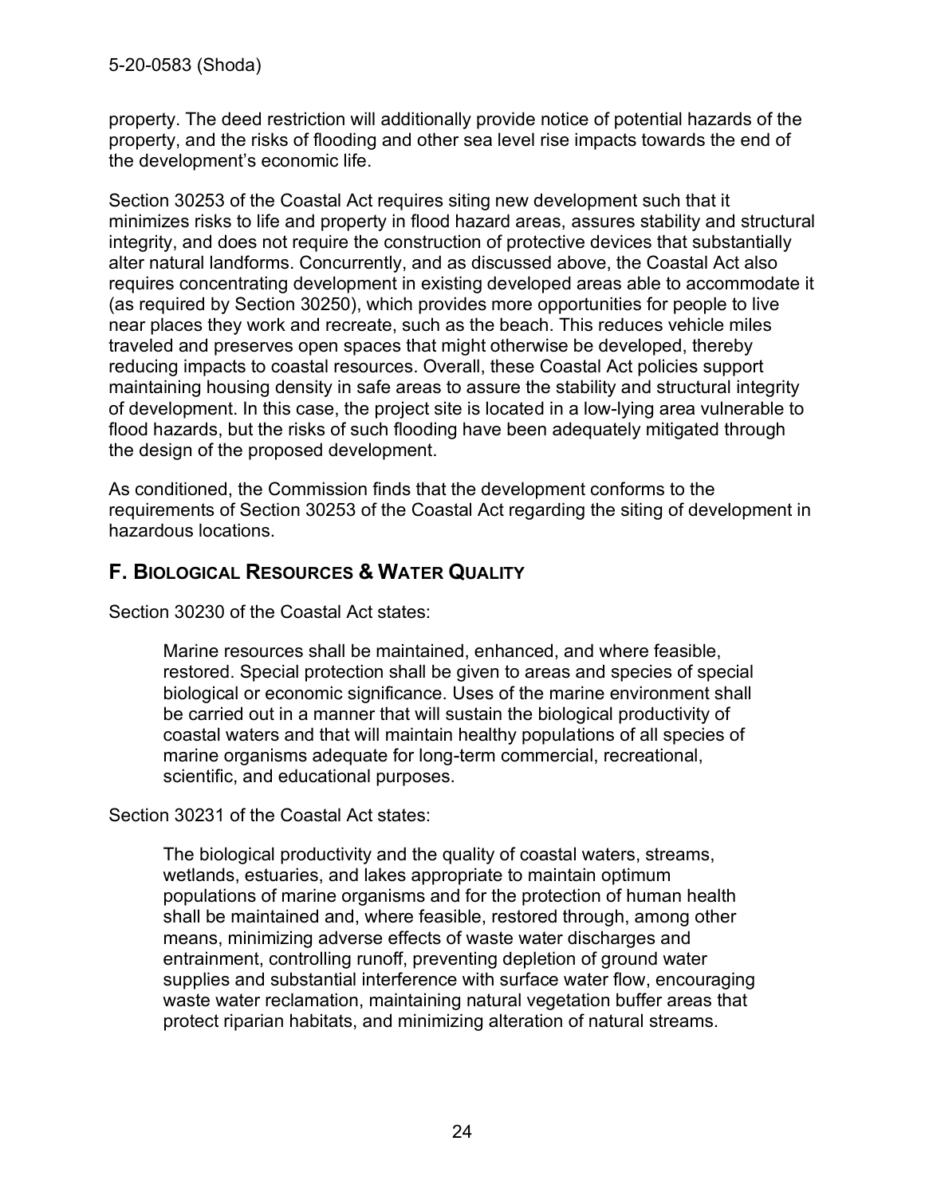property. The deed restriction will additionally provide notice of potential hazards of the property, and the risks of flooding and other sea level rise impacts towards the end of the development's economic life.

Section 30253 of the Coastal Act requires siting new development such that it minimizes risks to life and property in flood hazard areas, assures stability and structural integrity, and does not require the construction of protective devices that substantially alter natural landforms. Concurrently, and as discussed above, the Coastal Act also requires concentrating development in existing developed areas able to accommodate it (as required by Section 30250), which provides more opportunities for people to live near places they work and recreate, such as the beach. This reduces vehicle miles traveled and preserves open spaces that might otherwise be developed, thereby reducing impacts to coastal resources. Overall, these Coastal Act policies support maintaining housing density in safe areas to assure the stability and structural integrity of development. In this case, the project site is located in a low-lying area vulnerable to flood hazards, but the risks of such flooding have been adequately mitigated through the design of the proposed development.

As conditioned, the Commission finds that the development conforms to the requirements of Section 30253 of the Coastal Act regarding the siting of development in hazardous locations.

## F. Biological Resources & Water Quality

Section 30230 of the Coastal Act states:

> Marine resources shall be maintained, enhanced, and where feasible, restored. Special protection shall be given to areas and species of special biological or economic significance. Uses of the marine environment shall be carried out in a manner that will sustain the biological productivity of coastal waters and that will maintain healthy populations of all species of marine organisms adequate for long-term commercial, recreational, scientific, and educational purposes.

Section 30231 of the Coastal Act states:

> The biological productivity and the quality of coastal waters, streams, wetlands, estuaries, and lakes appropriate to maintain optimum populations of marine organisms and for the protection of human health shall be maintained and, where feasible, restored through, among other means, minimizing adverse effects of waste water discharges and entrainment, controlling runoff, preventing depletion of ground water supplies and substantial interference with surface water flow, encouraging waste water reclamation, maintaining natural vegetation buffer areas that protect riparian habitats, and minimizing alteration of natural streams.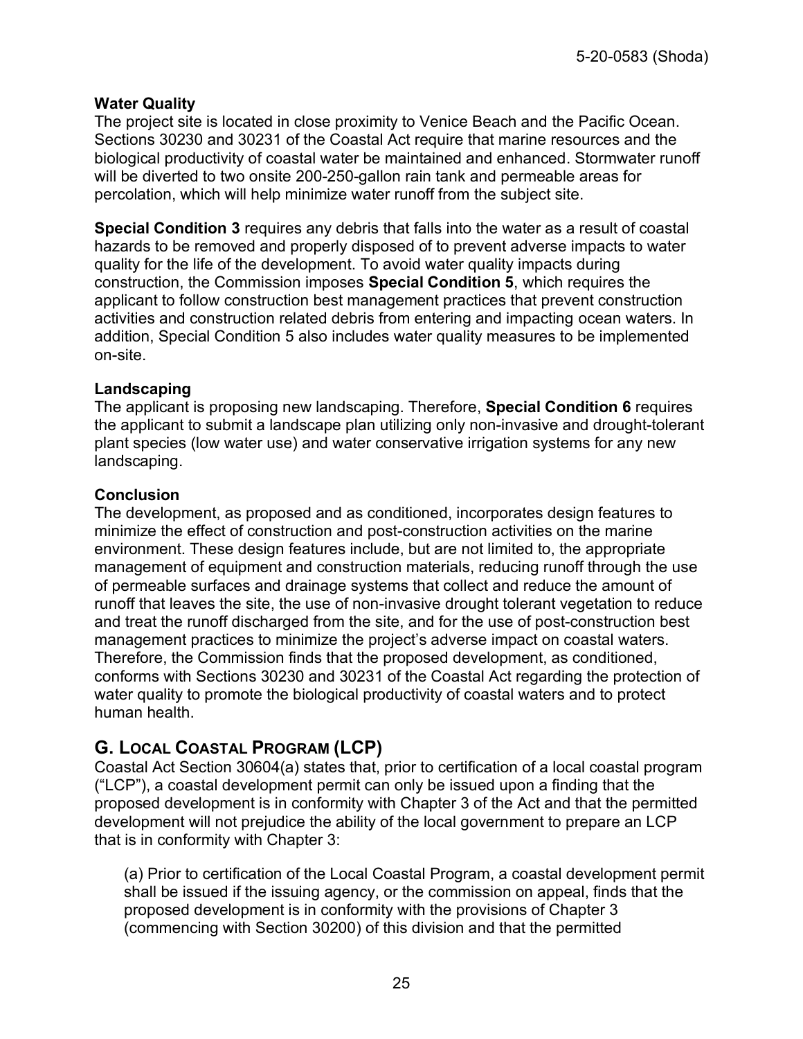**Water Quality**

The project site is located in close proximity to Venice Beach and the Pacific Ocean. Sections 30230 and 30231 of the Coastal Act require that marine resources and the biological productivity of coastal water be maintained and enhanced. Stormwater runoff will be diverted to two onsite 200-250-gallon rain tank and permeable areas for percolation, which will help minimize water runoff from the subject site.

**Special Condition 3** requires any debris that falls into the water as a result of coastal hazards to be removed and properly disposed of to prevent adverse impacts to water quality for the life of the development. To avoid water quality impacts during construction, the Commission imposes **Special Condition 5**, which requires the applicant to follow construction best management practices that prevent construction activities and construction related debris from entering and impacting ocean waters. In addition, Special Condition 5 also includes water quality measures to be implemented on-site.

**Landscaping**

The applicant is proposing new landscaping. Therefore, **Special Condition 6** requires the applicant to submit a landscape plan utilizing only non-invasive and drought-tolerant plant species (low water use) and water conservative irrigation systems for any new landscaping.

**Conclusion**

The development, as proposed and as conditioned, incorporates design features to minimize the effect of construction and post-construction activities on the marine environment. These design features include, but are not limited to, the appropriate management of equipment and construction materials, reducing runoff through the use of permeable surfaces and drainage systems that collect and reduce the amount of runoff that leaves the site, the use of non-invasive drought tolerant vegetation to reduce and treat the runoff discharged from the site, and for the use of post-construction best management practices to minimize the project's adverse impact on coastal waters. Therefore, the Commission finds that the proposed development, as conditioned, conforms with Sections 30230 and 30231 of the Coastal Act regarding the protection of water quality to promote the biological productivity of coastal waters and to protect human health.

## G. Local Coastal Program (LCP)

Coastal Act Section 30604(a) states that, prior to certification of a local coastal program ("LCP"), a coastal development permit can only be issued upon a finding that the proposed development is in conformity with Chapter 3 of the Act and that the permitted development will not prejudice the ability of the local government to prepare an LCP that is in conformity with Chapter 3:

> (a) Prior to certification of the Local Coastal Program, a coastal development permit shall be issued if the issuing agency, or the commission on appeal, finds that the proposed development is in conformity with the provisions of Chapter 3 (commencing with Section 30200) of this division and that the permitted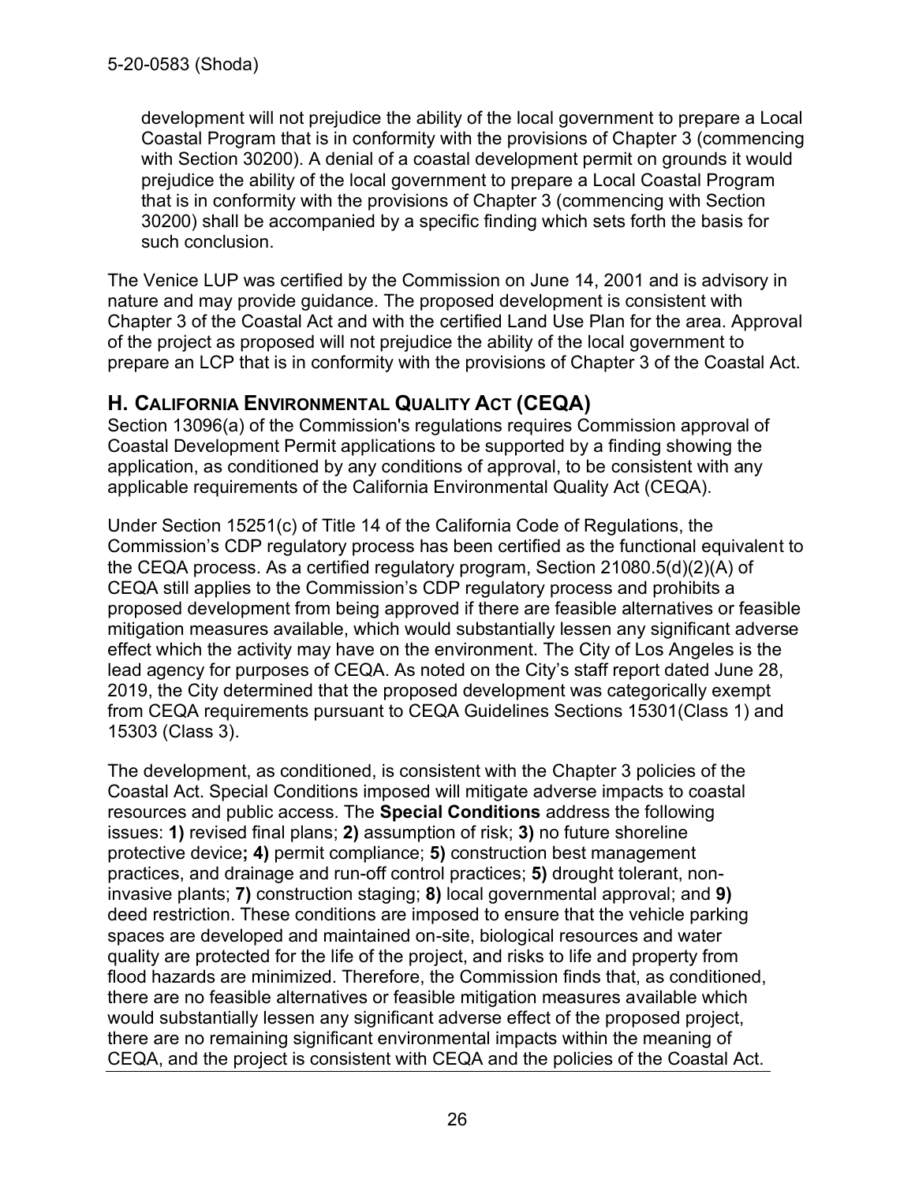development will not prejudice the ability of the local government to prepare a Local Coastal Program that is in conformity with the provisions of Chapter 3 (commencing with Section 30200). A denial of a coastal development permit on grounds it would prejudice the ability of the local government to prepare a Local Coastal Program that is in conformity with the provisions of Chapter 3 (commencing with Section 30200) shall be accompanied by a specific finding which sets forth the basis for such conclusion.

The Venice LUP was certified by the Commission on June 14, 2001 and is advisory in nature and may provide guidance. The proposed development is consistent with Chapter 3 of the Coastal Act and with the certified Land Use Plan for the area. Approval of the project as proposed will not prejudice the ability of the local government to prepare an LCP that is in conformity with the provisions of Chapter 3 of the Coastal Act.

## H. California Environmental Quality Act (CEQA)

Section 13096(a) of the Commission's regulations requires Commission approval of Coastal Development Permit applications to be supported by a finding showing the application, as conditioned by any conditions of approval, to be consistent with any applicable requirements of the California Environmental Quality Act (CEQA).

Under Section 15251(c) of Title 14 of the California Code of Regulations, the Commission's CDP regulatory process has been certified as the functional equivalent to the CEQA process. As a certified regulatory program, Section 21080.5(d)(2)(A) of CEQA still applies to the Commission's CDP regulatory process and prohibits a proposed development from being approved if there are feasible alternatives or feasible mitigation measures available, which would substantially lessen any significant adverse effect which the activity may have on the environment. The City of Los Angeles is the lead agency for purposes of CEQA. As noted on the City's staff report dated June 28, 2019, the City determined that the proposed development was categorically exempt from CEQA requirements pursuant to CEQA Guidelines Sections 15301(Class 1) and 15303 (Class 3).

The development, as conditioned, is consistent with the Chapter 3 policies of the Coastal Act. Special Conditions imposed will mitigate adverse impacts to coastal resources and public access. The **Special Conditions** address the following issues: **1)** revised final plans; **2)** assumption of risk; **3)** no future shoreline protective device**; 4)** permit compliance; **5)** construction best management practices, and drainage and run-off control practices; **5)** drought tolerant, non-invasive plants; **7)** construction staging; **8)** local governmental approval; and **9)** deed restriction. These conditions are imposed to ensure that the vehicle parking spaces are developed and maintained on-site, biological resources and water quality are protected for the life of the project, and risks to life and property from flood hazards are minimized. Therefore, the Commission finds that, as conditioned, there are no feasible alternatives or feasible mitigation measures available which would substantially lessen any significant adverse effect of the proposed project, there are no remaining significant environmental impacts within the meaning of CEQA, and the project is consistent with CEQA and the policies of the Coastal Act.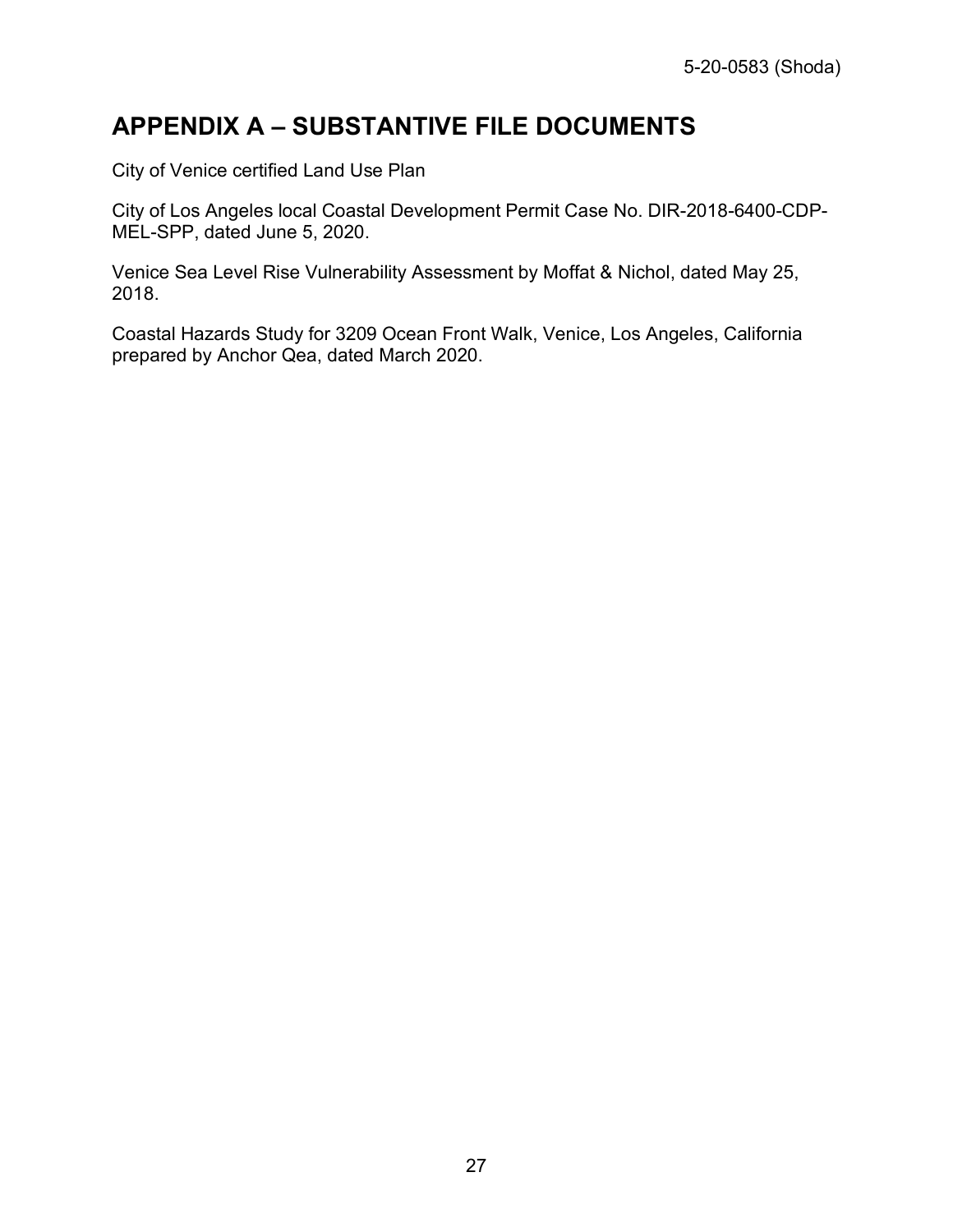# APPENDIX A – SUBSTANTIVE FILE DOCUMENTS

City of Venice certified Land Use Plan

City of Los Angeles local Coastal Development Permit Case No. DIR-2018-6400-CDP-MEL-SPP, dated June 5, 2020.

Venice Sea Level Rise Vulnerability Assessment by Moffat & Nichol, dated May 25, 2018.

Coastal Hazards Study for 3209 Ocean Front Walk, Venice, Los Angeles, California prepared by Anchor Qea, dated March 2020.